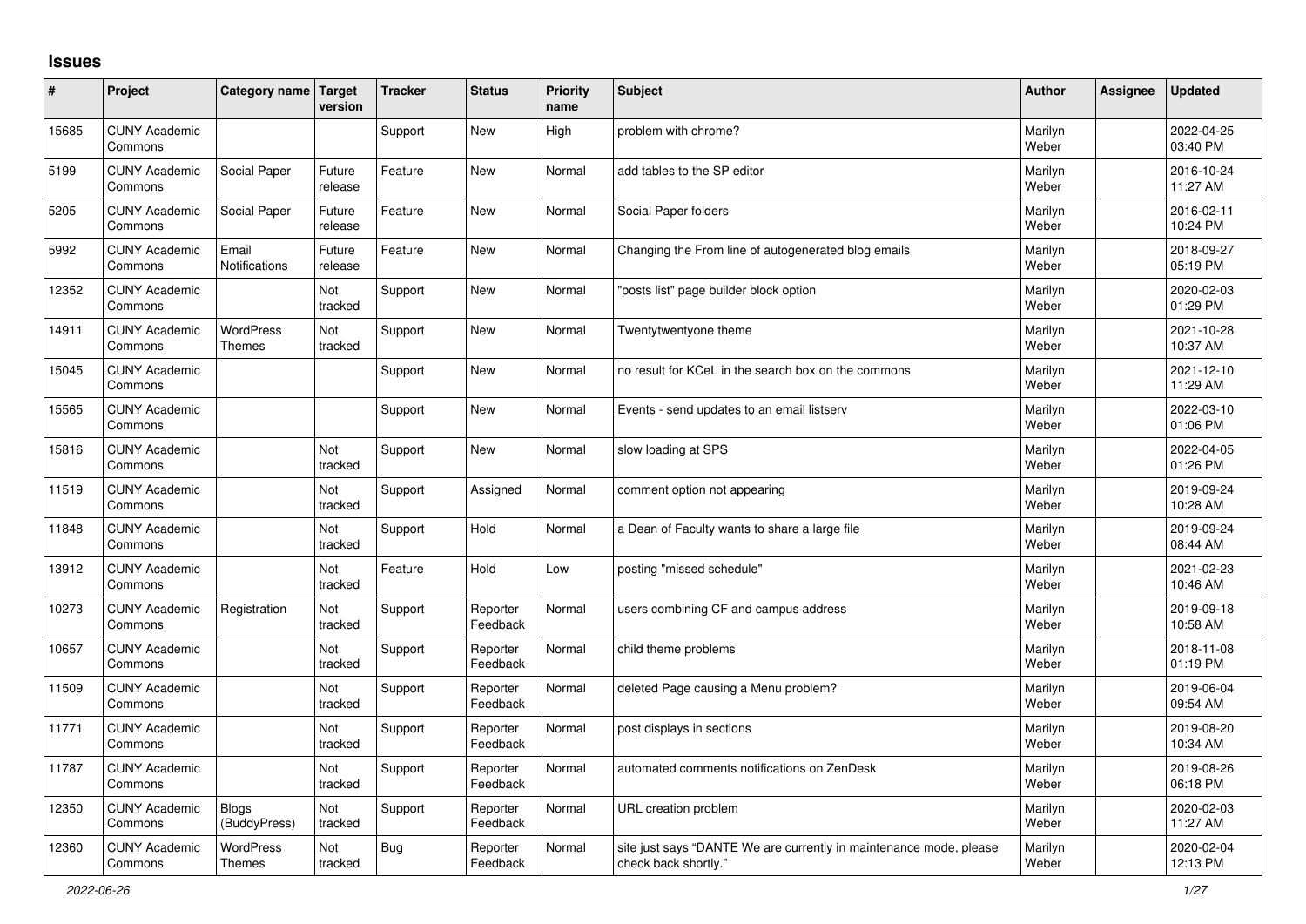## Issues

| # | Project | Category name | Target version | Tracker | Status | Priority name | Subject | Author | Assignee | Updated |
|---|---|---|---|---|---|---|---|---|---|---|
| 15685 | CUNY Academic Commons | | | Support | New | High | problem with chrome? | Marilyn Weber | | 2022-04-25 03:40 PM |
| 5199 | CUNY Academic Commons | Social Paper | Future release | Feature | New | Normal | add tables to the SP editor | Marilyn Weber | | 2016-10-24 11:27 AM |
| 5205 | CUNY Academic Commons | Social Paper | Future release | Feature | New | Normal | Social Paper folders | Marilyn Weber | | 2016-02-11 10:24 PM |
| 5992 | CUNY Academic Commons | Email Notifications | Future release | Feature | New | Normal | Changing the From line of autogenerated blog emails | Marilyn Weber | | 2018-09-27 05:19 PM |
| 12352 | CUNY Academic Commons | | Not tracked | Support | New | Normal | "posts list" page builder block option | Marilyn Weber | | 2020-02-03 01:29 PM |
| 14911 | CUNY Academic Commons | WordPress Themes | Not tracked | Support | New | Normal | Twentytwentyone theme | Marilyn Weber | | 2021-10-28 10:37 AM |
| 15045 | CUNY Academic Commons | | | Support | New | Normal | no result for KCeL in the search box on the commons | Marilyn Weber | | 2021-12-10 11:29 AM |
| 15565 | CUNY Academic Commons | | | Support | New | Normal | Events - send updates to an email listserv | Marilyn Weber | | 2022-03-10 01:06 PM |
| 15816 | CUNY Academic Commons | | Not tracked | Support | New | Normal | slow loading at SPS | Marilyn Weber | | 2022-04-05 01:26 PM |
| 11519 | CUNY Academic Commons | | Not tracked | Support | Assigned | Normal | comment option not appearing | Marilyn Weber | | 2019-09-24 10:28 AM |
| 11848 | CUNY Academic Commons | | Not tracked | Support | Hold | Normal | a Dean of Faculty wants to share a large file | Marilyn Weber | | 2019-09-24 08:44 AM |
| 13912 | CUNY Academic Commons | | Not tracked | Feature | Hold | Low | posting "missed schedule" | Marilyn Weber | | 2021-02-23 10:46 AM |
| 10273 | CUNY Academic Commons | Registration | Not tracked | Support | Reporter Feedback | Normal | users combining CF and campus address | Marilyn Weber | | 2019-09-18 10:58 AM |
| 10657 | CUNY Academic Commons | | Not tracked | Support | Reporter Feedback | Normal | child theme problems | Marilyn Weber | | 2018-11-08 01:19 PM |
| 11509 | CUNY Academic Commons | | Not tracked | Support | Reporter Feedback | Normal | deleted Page causing a Menu problem? | Marilyn Weber | | 2019-06-04 09:54 AM |
| 11771 | CUNY Academic Commons | | Not tracked | Support | Reporter Feedback | Normal | post displays in sections | Marilyn Weber | | 2019-08-20 10:34 AM |
| 11787 | CUNY Academic Commons | | Not tracked | Support | Reporter Feedback | Normal | automated comments notifications on ZenDesk | Marilyn Weber | | 2019-08-26 06:18 PM |
| 12350 | CUNY Academic Commons | Blogs (BuddyPress) | Not tracked | Support | Reporter Feedback | Normal | URL creation problem | Marilyn Weber | | 2020-02-03 11:27 AM |
| 12360 | CUNY Academic Commons | WordPress Themes | Not tracked | Bug | Reporter Feedback | Normal | site just says "DANTE We are currently in maintenance mode, please check back shortly." | Marilyn Weber | | 2020-02-04 12:13 PM |

2022-06-26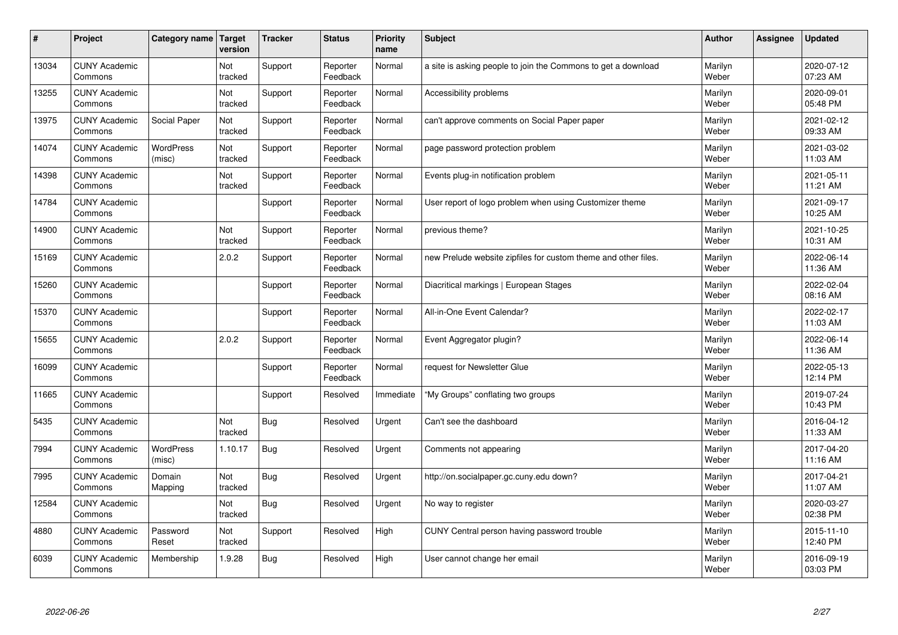| # | Project | Category name | Target version | Tracker | Status | Priority name | Subject | Author | Assignee | Updated |
|---|---|---|---|---|---|---|---|---|---|---|
| 13034 | CUNY Academic Commons | | Not tracked | Support | Reporter Feedback | Normal | a site is asking people to join the Commons to get a download | Marilyn Weber | | 2020-07-12 07:23 AM |
| 13255 | CUNY Academic Commons | | Not tracked | Support | Reporter Feedback | Normal | Accessibility problems | Marilyn Weber | | 2020-09-01 05:48 PM |
| 13975 | CUNY Academic Commons | Social Paper | Not tracked | Support | Reporter Feedback | Normal | can't approve comments on Social Paper paper | Marilyn Weber | | 2021-02-12 09:33 AM |
| 14074 | CUNY Academic Commons | WordPress (misc) | Not tracked | Support | Reporter Feedback | Normal | page password protection problem | Marilyn Weber | | 2021-03-02 11:03 AM |
| 14398 | CUNY Academic Commons | | Not tracked | Support | Reporter Feedback | Normal | Events plug-in notification problem | Marilyn Weber | | 2021-05-11 11:21 AM |
| 14784 | CUNY Academic Commons | | | Support | Reporter Feedback | Normal | User report of logo problem when using Customizer theme | Marilyn Weber | | 2021-09-17 10:25 AM |
| 14900 | CUNY Academic Commons | | Not tracked | Support | Reporter Feedback | Normal | previous theme? | Marilyn Weber | | 2021-10-25 10:31 AM |
| 15169 | CUNY Academic Commons | | 2.0.2 | Support | Reporter Feedback | Normal | new Prelude website zipfiles for custom theme and other files. | Marilyn Weber | | 2022-06-14 11:36 AM |
| 15260 | CUNY Academic Commons | | | Support | Reporter Feedback | Normal | Diacritical markings \| European Stages | Marilyn Weber | | 2022-02-04 08:16 AM |
| 15370 | CUNY Academic Commons | | | Support | Reporter Feedback | Normal | All-in-One Event Calendar? | Marilyn Weber | | 2022-02-17 11:03 AM |
| 15655 | CUNY Academic Commons | | 2.0.2 | Support | Reporter Feedback | Normal | Event Aggregator plugin? | Marilyn Weber | | 2022-06-14 11:36 AM |
| 16099 | CUNY Academic Commons | | | Support | Reporter Feedback | Normal | request for Newsletter Glue | Marilyn Weber | | 2022-05-13 12:14 PM |
| 11665 | CUNY Academic Commons | | | Support | Resolved | Immediate | "My Groups" conflating two groups | Marilyn Weber | | 2019-07-24 10:43 PM |
| 5435 | CUNY Academic Commons | | Not tracked | Bug | Resolved | Urgent | Can't see the dashboard | Marilyn Weber | | 2016-04-12 11:33 AM |
| 7994 | CUNY Academic Commons | WordPress (misc) | 1.10.17 | Bug | Resolved | Urgent | Comments not appearing | Marilyn Weber | | 2017-04-20 11:16 AM |
| 7995 | CUNY Academic Commons | Domain Mapping | Not tracked | Bug | Resolved | Urgent | http://on.socialpaper.gc.cuny.edu down? | Marilyn Weber | | 2017-04-21 11:07 AM |
| 12584 | CUNY Academic Commons | | Not tracked | Bug | Resolved | Urgent | No way to register | Marilyn Weber | | 2020-03-27 02:38 PM |
| 4880 | CUNY Academic Commons | Password Reset | Not tracked | Support | Resolved | High | CUNY Central person having password trouble | Marilyn Weber | | 2015-11-10 12:40 PM |
| 6039 | CUNY Academic Commons | Membership | 1.9.28 | Bug | Resolved | High | User cannot change her email | Marilyn Weber | | 2016-09-19 03:03 PM |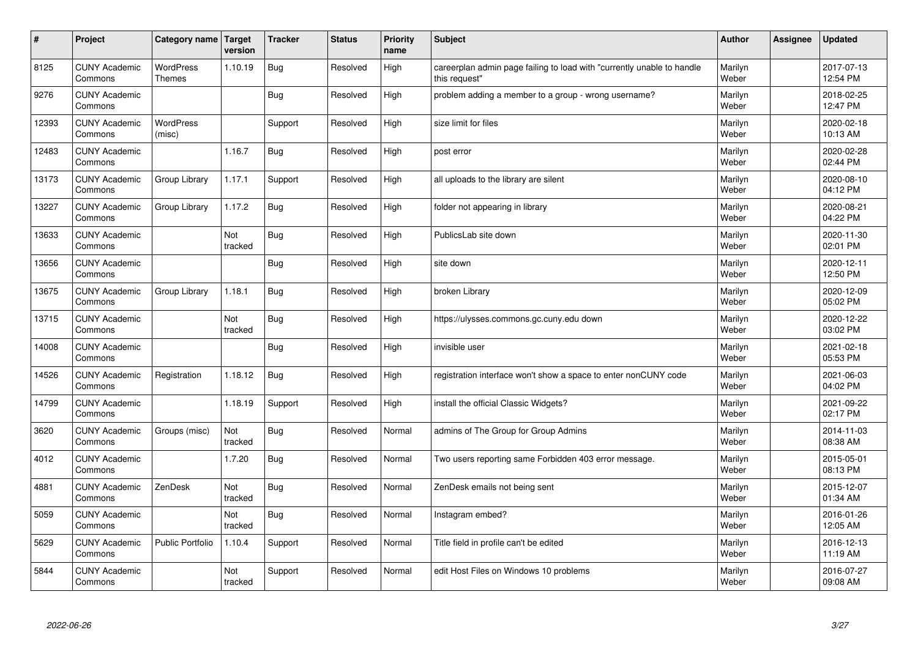| # | Project | Category name | Target version | Tracker | Status | Priority name | Subject | Author | Assignee | Updated |
|---|---|---|---|---|---|---|---|---|---|---|
| 8125 | CUNY Academic Commons | WordPress Themes | 1.10.19 | Bug | Resolved | High | careerplan admin page failing to load with "currently unable to handle this request" | Marilyn Weber | | 2017-07-13 12:54 PM |
| 9276 | CUNY Academic Commons | | | Bug | Resolved | High | problem adding a member to a group - wrong username? | Marilyn Weber | | 2018-02-25 12:47 PM |
| 12393 | CUNY Academic Commons | WordPress (misc) | | Support | Resolved | High | size limit for files | Marilyn Weber | | 2020-02-18 10:13 AM |
| 12483 | CUNY Academic Commons | | 1.16.7 | Bug | Resolved | High | post error | Marilyn Weber | | 2020-02-28 02:44 PM |
| 13173 | CUNY Academic Commons | Group Library | 1.17.1 | Support | Resolved | High | all uploads to the library are silent | Marilyn Weber | | 2020-08-10 04:12 PM |
| 13227 | CUNY Academic Commons | Group Library | 1.17.2 | Bug | Resolved | High | folder not appearing in library | Marilyn Weber | | 2020-08-21 04:22 PM |
| 13633 | CUNY Academic Commons | | Not tracked | Bug | Resolved | High | PublicsLab site down | Marilyn Weber | | 2020-11-30 02:01 PM |
| 13656 | CUNY Academic Commons | | | Bug | Resolved | High | site down | Marilyn Weber | | 2020-12-11 12:50 PM |
| 13675 | CUNY Academic Commons | Group Library | 1.18.1 | Bug | Resolved | High | broken Library | Marilyn Weber | | 2020-12-09 05:02 PM |
| 13715 | CUNY Academic Commons | | Not tracked | Bug | Resolved | High | https://ulysses.commons.gc.cuny.edu down | Marilyn Weber | | 2020-12-22 03:02 PM |
| 14008 | CUNY Academic Commons | | | Bug | Resolved | High | invisible user | Marilyn Weber | | 2021-02-18 05:53 PM |
| 14526 | CUNY Academic Commons | Registration | 1.18.12 | Bug | Resolved | High | registration interface won't show a space to enter nonCUNY code | Marilyn Weber | | 2021-06-03 04:02 PM |
| 14799 | CUNY Academic Commons | | 1.18.19 | Support | Resolved | High | install the official Classic Widgets? | Marilyn Weber | | 2021-09-22 02:17 PM |
| 3620 | CUNY Academic Commons | Groups (misc) | Not tracked | Bug | Resolved | Normal | admins of The Group for Group Admins | Marilyn Weber | | 2014-11-03 08:38 AM |
| 4012 | CUNY Academic Commons | | 1.7.20 | Bug | Resolved | Normal | Two users reporting same Forbidden 403 error message. | Marilyn Weber | | 2015-05-01 08:13 PM |
| 4881 | CUNY Academic Commons | ZenDesk | Not tracked | Bug | Resolved | Normal | ZenDesk emails not being sent | Marilyn Weber | | 2015-12-07 01:34 AM |
| 5059 | CUNY Academic Commons | | Not tracked | Bug | Resolved | Normal | Instagram embed? | Marilyn Weber | | 2016-01-26 12:05 AM |
| 5629 | CUNY Academic Commons | Public Portfolio | 1.10.4 | Support | Resolved | Normal | Title field in profile can't be edited | Marilyn Weber | | 2016-12-13 11:19 AM |
| 5844 | CUNY Academic Commons | | Not tracked | Support | Resolved | Normal | edit Host Files on Windows 10 problems | Marilyn Weber | | 2016-07-27 09:08 AM |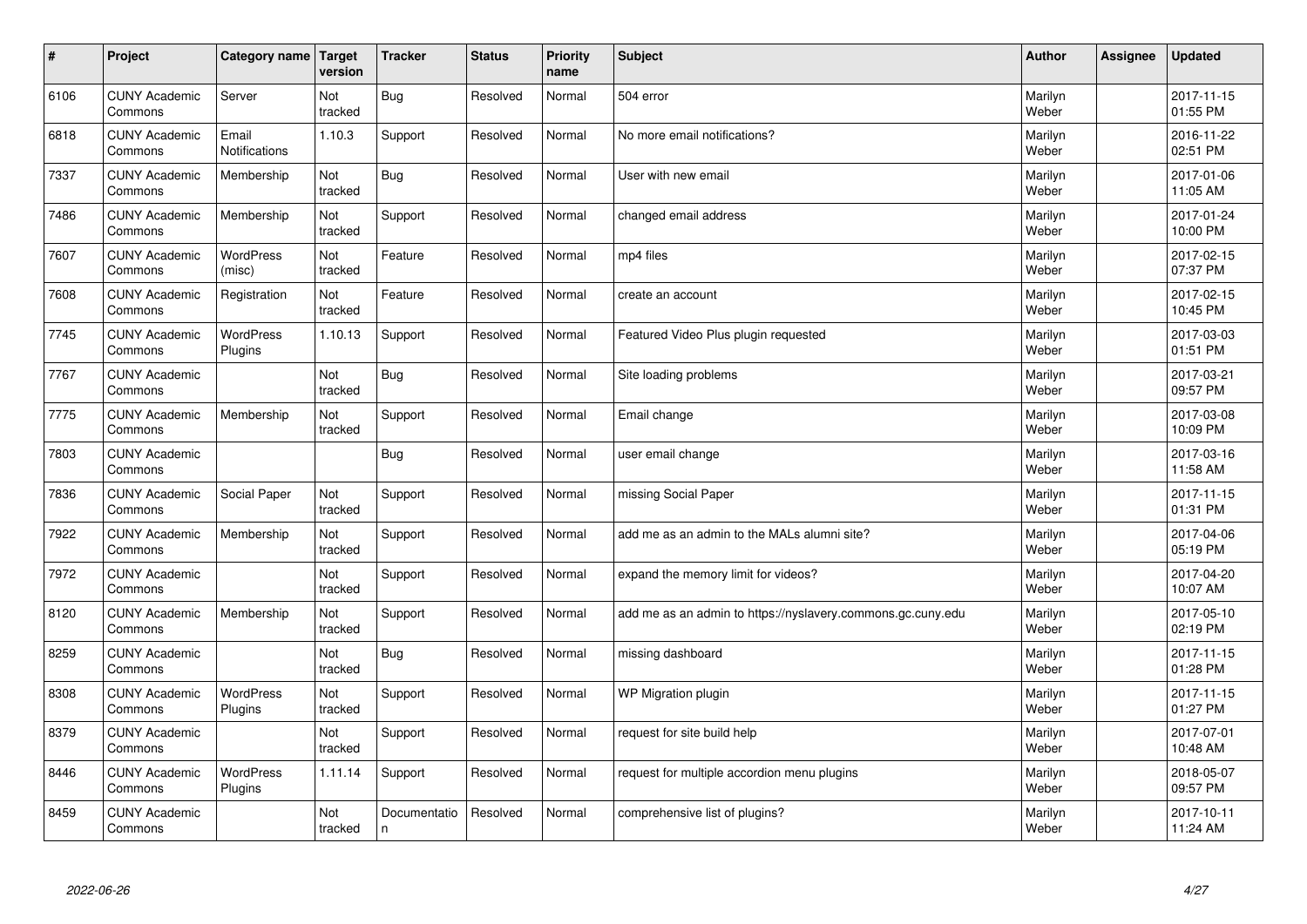| # | Project | Category name | Target version | Tracker | Status | Priority name | Subject | Author | Assignee | Updated |
|---|---|---|---|---|---|---|---|---|---|---|
| 6106 | CUNY Academic Commons | Server | Not tracked | Bug | Resolved | Normal | 504 error | Marilyn Weber | | 2017-11-15 01:55 PM |
| 6818 | CUNY Academic Commons | Email Notifications | 1.10.3 | Support | Resolved | Normal | No more email notifications? | Marilyn Weber | | 2016-11-22 02:51 PM |
| 7337 | CUNY Academic Commons | Membership | Not tracked | Bug | Resolved | Normal | User with new email | Marilyn Weber | | 2017-01-06 11:05 AM |
| 7486 | CUNY Academic Commons | Membership | Not tracked | Support | Resolved | Normal | changed email address | Marilyn Weber | | 2017-01-24 10:00 PM |
| 7607 | CUNY Academic Commons | WordPress (misc) | Not tracked | Feature | Resolved | Normal | mp4 files | Marilyn Weber | | 2017-02-15 07:37 PM |
| 7608 | CUNY Academic Commons | Registration | Not tracked | Feature | Resolved | Normal | create an account | Marilyn Weber | | 2017-02-15 10:45 PM |
| 7745 | CUNY Academic Commons | WordPress Plugins | 1.10.13 | Support | Resolved | Normal | Featured Video Plus plugin requested | Marilyn Weber | | 2017-03-03 01:51 PM |
| 7767 | CUNY Academic Commons | | Not tracked | Bug | Resolved | Normal | Site loading problems | Marilyn Weber | | 2017-03-21 09:57 PM |
| 7775 | CUNY Academic Commons | Membership | Not tracked | Support | Resolved | Normal | Email change | Marilyn Weber | | 2017-03-08 10:09 PM |
| 7803 | CUNY Academic Commons | | | Bug | Resolved | Normal | user email change | Marilyn Weber | | 2017-03-16 11:58 AM |
| 7836 | CUNY Academic Commons | Social Paper | Not tracked | Support | Resolved | Normal | missing Social Paper | Marilyn Weber | | 2017-11-15 01:31 PM |
| 7922 | CUNY Academic Commons | Membership | Not tracked | Support | Resolved | Normal | add me as an admin to the MALs alumni site? | Marilyn Weber | | 2017-04-06 05:19 PM |
| 7972 | CUNY Academic Commons | | Not tracked | Support | Resolved | Normal | expand the memory limit for videos? | Marilyn Weber | | 2017-04-20 10:07 AM |
| 8120 | CUNY Academic Commons | Membership | Not tracked | Support | Resolved | Normal | add me as an admin to https://nyslavery.commons.gc.cuny.edu | Marilyn Weber | | 2017-05-10 02:19 PM |
| 8259 | CUNY Academic Commons | | Not tracked | Bug | Resolved | Normal | missing dashboard | Marilyn Weber | | 2017-11-15 01:28 PM |
| 8308 | CUNY Academic Commons | WordPress Plugins | Not tracked | Support | Resolved | Normal | WP Migration plugin | Marilyn Weber | | 2017-11-15 01:27 PM |
| 8379 | CUNY Academic Commons | | Not tracked | Support | Resolved | Normal | request for site build help | Marilyn Weber | | 2017-07-01 10:48 AM |
| 8446 | CUNY Academic Commons | WordPress Plugins | 1.11.14 | Support | Resolved | Normal | request for multiple accordion menu plugins | Marilyn Weber | | 2018-05-07 09:57 PM |
| 8459 | CUNY Academic Commons | | Not tracked | Documentation | Resolved | Normal | comprehensive list of plugins? | Marilyn Weber | | 2017-10-11 11:24 AM |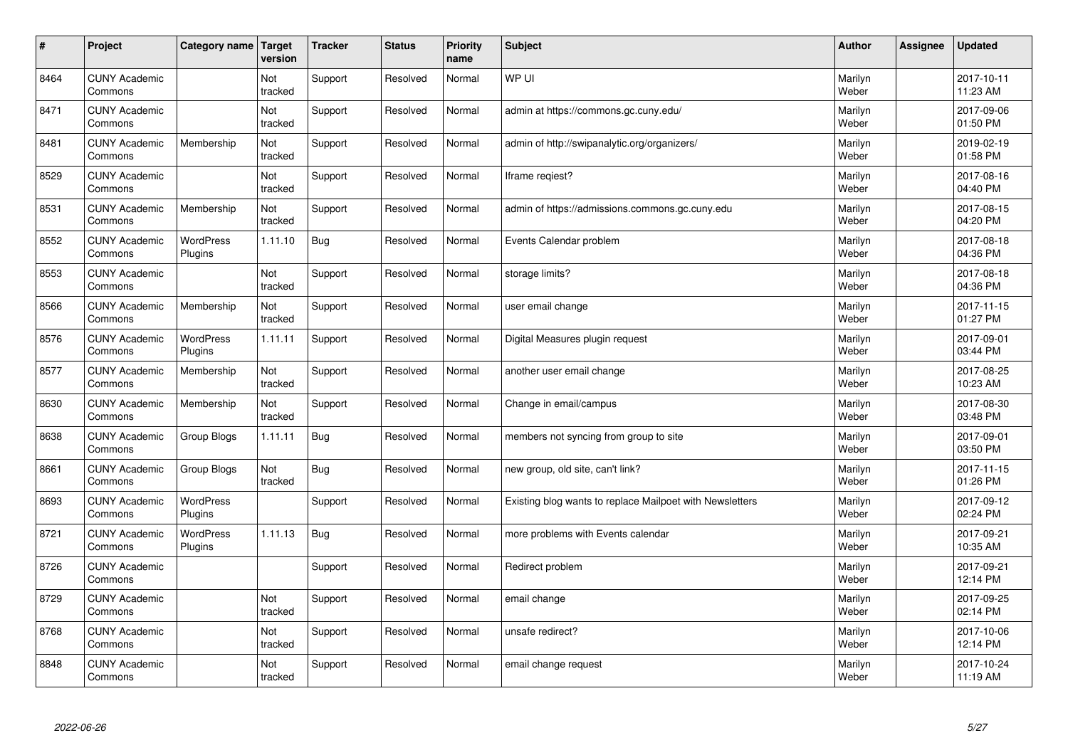| # | Project | Category name | Target version | Tracker | Status | Priority name | Subject | Author | Assignee | Updated |
|---|---|---|---|---|---|---|---|---|---|---|
| 8464 | CUNY Academic Commons | | Not tracked | Support | Resolved | Normal | WP UI | Marilyn Weber | | 2017-10-11 11:23 AM |
| 8471 | CUNY Academic Commons | | Not tracked | Support | Resolved | Normal | admin at https://commons.gc.cuny.edu/ | Marilyn Weber | | 2017-09-06 01:50 PM |
| 8481 | CUNY Academic Commons | Membership | Not tracked | Support | Resolved | Normal | admin of http://swipanalytic.org/organizers/ | Marilyn Weber | | 2019-02-19 01:58 PM |
| 8529 | CUNY Academic Commons | | Not tracked | Support | Resolved | Normal | Iframe reqiest? | Marilyn Weber | | 2017-08-16 04:40 PM |
| 8531 | CUNY Academic Commons | Membership | Not tracked | Support | Resolved | Normal | admin of https://admissions.commons.gc.cuny.edu | Marilyn Weber | | 2017-08-15 04:20 PM |
| 8552 | CUNY Academic Commons | WordPress Plugins | 1.11.10 | Bug | Resolved | Normal | Events Calendar problem | Marilyn Weber | | 2017-08-18 04:36 PM |
| 8553 | CUNY Academic Commons | | Not tracked | Support | Resolved | Normal | storage limits? | Marilyn Weber | | 2017-08-18 04:36 PM |
| 8566 | CUNY Academic Commons | Membership | Not tracked | Support | Resolved | Normal | user email change | Marilyn Weber | | 2017-11-15 01:27 PM |
| 8576 | CUNY Academic Commons | WordPress Plugins | 1.11.11 | Support | Resolved | Normal | Digital Measures plugin request | Marilyn Weber | | 2017-09-01 03:44 PM |
| 8577 | CUNY Academic Commons | Membership | Not tracked | Support | Resolved | Normal | another user email change | Marilyn Weber | | 2017-08-25 10:23 AM |
| 8630 | CUNY Academic Commons | Membership | Not tracked | Support | Resolved | Normal | Change in email/campus | Marilyn Weber | | 2017-08-30 03:48 PM |
| 8638 | CUNY Academic Commons | Group Blogs | 1.11.11 | Bug | Resolved | Normal | members not syncing from group to site | Marilyn Weber | | 2017-09-01 03:50 PM |
| 8661 | CUNY Academic Commons | Group Blogs | Not tracked | Bug | Resolved | Normal | new group, old site, can't link? | Marilyn Weber | | 2017-11-15 01:26 PM |
| 8693 | CUNY Academic Commons | WordPress Plugins | | Support | Resolved | Normal | Existing blog wants to replace Mailpoet with Newsletters | Marilyn Weber | | 2017-09-12 02:24 PM |
| 8721 | CUNY Academic Commons | WordPress Plugins | 1.11.13 | Bug | Resolved | Normal | more problems with Events calendar | Marilyn Weber | | 2017-09-21 10:35 AM |
| 8726 | CUNY Academic Commons | | | Support | Resolved | Normal | Redirect problem | Marilyn Weber | | 2017-09-21 12:14 PM |
| 8729 | CUNY Academic Commons | | Not tracked | Support | Resolved | Normal | email change | Marilyn Weber | | 2017-09-25 02:14 PM |
| 8768 | CUNY Academic Commons | | Not tracked | Support | Resolved | Normal | unsafe redirect? | Marilyn Weber | | 2017-10-06 12:14 PM |
| 8848 | CUNY Academic Commons | | Not tracked | Support | Resolved | Normal | email change request | Marilyn Weber | | 2017-10-24 11:19 AM |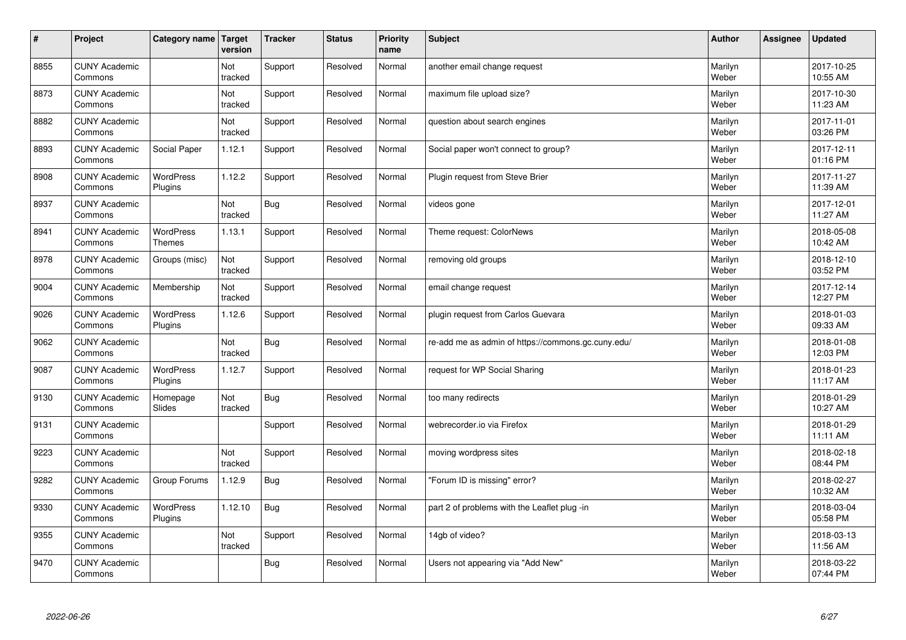| # | Project | Category name | Target version | Tracker | Status | Priority name | Subject | Author | Assignee | Updated |
|---|---|---|---|---|---|---|---|---|---|---|
| 8855 | CUNY Academic Commons | | Not tracked | Support | Resolved | Normal | another email change request | Marilyn Weber | | 2017-10-25 10:55 AM |
| 8873 | CUNY Academic Commons | | Not tracked | Support | Resolved | Normal | maximum file upload size? | Marilyn Weber | | 2017-10-30 11:23 AM |
| 8882 | CUNY Academic Commons | | Not tracked | Support | Resolved | Normal | question about search engines | Marilyn Weber | | 2017-11-01 03:26 PM |
| 8893 | CUNY Academic Commons | Social Paper | 1.12.1 | Support | Resolved | Normal | Social paper won't connect to group? | Marilyn Weber | | 2017-12-11 01:16 PM |
| 8908 | CUNY Academic Commons | WordPress Plugins | 1.12.2 | Support | Resolved | Normal | Plugin request from Steve Brier | Marilyn Weber | | 2017-11-27 11:39 AM |
| 8937 | CUNY Academic Commons | | Not tracked | Bug | Resolved | Normal | videos gone | Marilyn Weber | | 2017-12-01 11:27 AM |
| 8941 | CUNY Academic Commons | WordPress Themes | 1.13.1 | Support | Resolved | Normal | Theme request: ColorNews | Marilyn Weber | | 2018-05-08 10:42 AM |
| 8978 | CUNY Academic Commons | Groups (misc) | Not tracked | Support | Resolved | Normal | removing old groups | Marilyn Weber | | 2018-12-10 03:52 PM |
| 9004 | CUNY Academic Commons | Membership | Not tracked | Support | Resolved | Normal | email change request | Marilyn Weber | | 2017-12-14 12:27 PM |
| 9026 | CUNY Academic Commons | WordPress Plugins | 1.12.6 | Support | Resolved | Normal | plugin request from Carlos Guevara | Marilyn Weber | | 2018-01-03 09:33 AM |
| 9062 | CUNY Academic Commons | | Not tracked | Bug | Resolved | Normal | re-add me as admin of https://commons.gc.cuny.edu/ | Marilyn Weber | | 2018-01-08 12:03 PM |
| 9087 | CUNY Academic Commons | WordPress Plugins | 1.12.7 | Support | Resolved | Normal | request for WP Social Sharing | Marilyn Weber | | 2018-01-23 11:17 AM |
| 9130 | CUNY Academic Commons | Homepage Slides | Not tracked | Bug | Resolved | Normal | too many redirects | Marilyn Weber | | 2018-01-29 10:27 AM |
| 9131 | CUNY Academic Commons | | | Support | Resolved | Normal | webrecorder.io via Firefox | Marilyn Weber | | 2018-01-29 11:11 AM |
| 9223 | CUNY Academic Commons | | Not tracked | Support | Resolved | Normal | moving wordpress sites | Marilyn Weber | | 2018-02-18 08:44 PM |
| 9282 | CUNY Academic Commons | Group Forums | 1.12.9 | Bug | Resolved | Normal | "Forum ID is missing" error? | Marilyn Weber | | 2018-02-27 10:32 AM |
| 9330 | CUNY Academic Commons | WordPress Plugins | 1.12.10 | Bug | Resolved | Normal | part 2 of problems with the Leaflet plug -in | Marilyn Weber | | 2018-03-04 05:58 PM |
| 9355 | CUNY Academic Commons | | Not tracked | Support | Resolved | Normal | 14gb of video? | Marilyn Weber | | 2018-03-13 11:56 AM |
| 9470 | CUNY Academic Commons | | | Bug | Resolved | Normal | Users not appearing via "Add New" | Marilyn Weber | | 2018-03-22 07:44 PM |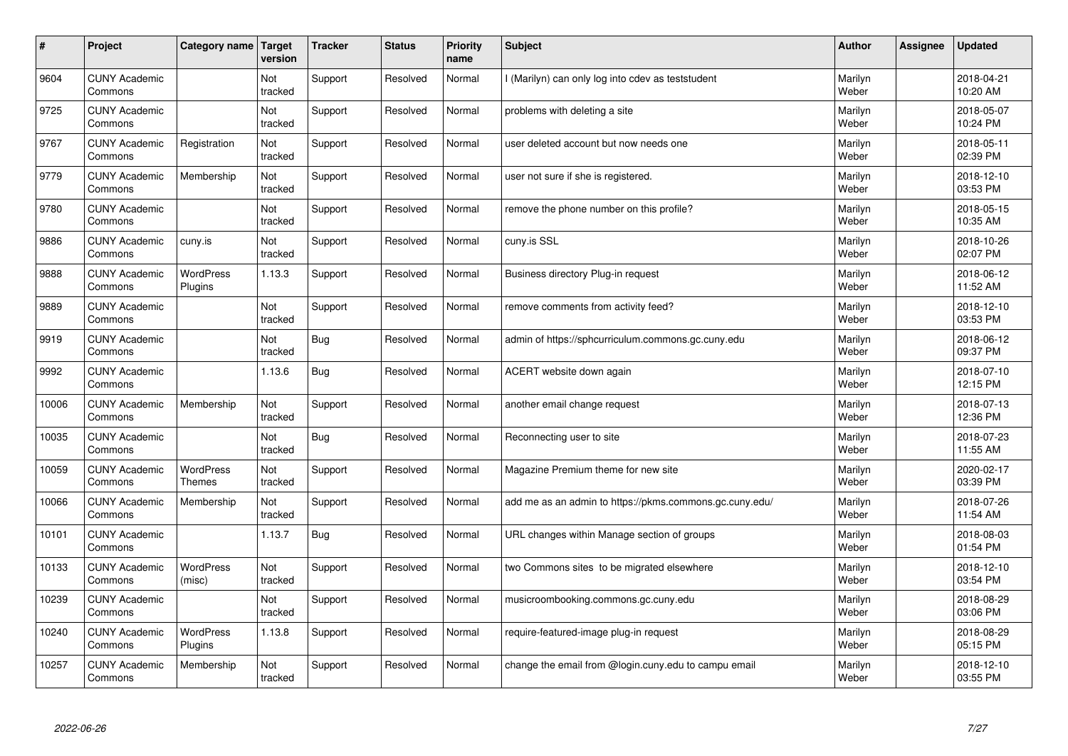| # | Project | Category name | Target version | Tracker | Status | Priority name | Subject | Author | Assignee | Updated |
|---|---|---|---|---|---|---|---|---|---|---|
| 9604 | CUNY Academic Commons | | Not tracked | Support | Resolved | Normal | I (Marilyn) can only log into cdev as teststudent | Marilyn Weber | | 2018-04-21 10:20 AM |
| 9725 | CUNY Academic Commons | | Not tracked | Support | Resolved | Normal | problems with deleting a site | Marilyn Weber | | 2018-05-07 10:24 PM |
| 9767 | CUNY Academic Commons | Registration | Not tracked | Support | Resolved | Normal | user deleted account but now needs one | Marilyn Weber | | 2018-05-11 02:39 PM |
| 9779 | CUNY Academic Commons | Membership | Not tracked | Support | Resolved | Normal | user not sure if she is registered. | Marilyn Weber | | 2018-12-10 03:53 PM |
| 9780 | CUNY Academic Commons | | Not tracked | Support | Resolved | Normal | remove the phone number on this profile? | Marilyn Weber | | 2018-05-15 10:35 AM |
| 9886 | CUNY Academic Commons | cuny.is | Not tracked | Support | Resolved | Normal | cuny.is SSL | Marilyn Weber | | 2018-10-26 02:07 PM |
| 9888 | CUNY Academic Commons | WordPress Plugins | 1.13.3 | Support | Resolved | Normal | Business directory Plug-in request | Marilyn Weber | | 2018-06-12 11:52 AM |
| 9889 | CUNY Academic Commons | | Not tracked | Support | Resolved | Normal | remove comments from activity feed? | Marilyn Weber | | 2018-12-10 03:53 PM |
| 9919 | CUNY Academic Commons | | Not tracked | Bug | Resolved | Normal | admin of https://sphcurriculum.commons.gc.cuny.edu | Marilyn Weber | | 2018-06-12 09:37 PM |
| 9992 | CUNY Academic Commons | | 1.13.6 | Bug | Resolved | Normal | ACERT website down again | Marilyn Weber | | 2018-07-10 12:15 PM |
| 10006 | CUNY Academic Commons | Membership | Not tracked | Support | Resolved | Normal | another email change request | Marilyn Weber | | 2018-07-13 12:36 PM |
| 10035 | CUNY Academic Commons | | Not tracked | Bug | Resolved | Normal | Reconnecting user to site | Marilyn Weber | | 2018-07-23 11:55 AM |
| 10059 | CUNY Academic Commons | WordPress Themes | Not tracked | Support | Resolved | Normal | Magazine Premium theme for new site | Marilyn Weber | | 2020-02-17 03:39 PM |
| 10066 | CUNY Academic Commons | Membership | Not tracked | Support | Resolved | Normal | add me as an admin to https://pkms.commons.gc.cuny.edu/ | Marilyn Weber | | 2018-07-26 11:54 AM |
| 10101 | CUNY Academic Commons | | 1.13.7 | Bug | Resolved | Normal | URL changes within Manage section of groups | Marilyn Weber | | 2018-08-03 01:54 PM |
| 10133 | CUNY Academic Commons | WordPress (misc) | Not tracked | Support | Resolved | Normal | two Commons sites to be migrated elsewhere | Marilyn Weber | | 2018-12-10 03:54 PM |
| 10239 | CUNY Academic Commons | | Not tracked | Support | Resolved | Normal | musicroombooking.commons.gc.cuny.edu | Marilyn Weber | | 2018-08-29 03:06 PM |
| 10240 | CUNY Academic Commons | WordPress Plugins | 1.13.8 | Support | Resolved | Normal | require-featured-image plug-in request | Marilyn Weber | | 2018-08-29 05:15 PM |
| 10257 | CUNY Academic Commons | Membership | Not tracked | Support | Resolved | Normal | change the email from @login.cuny.edu to campu email | Marilyn Weber | | 2018-12-10 03:55 PM |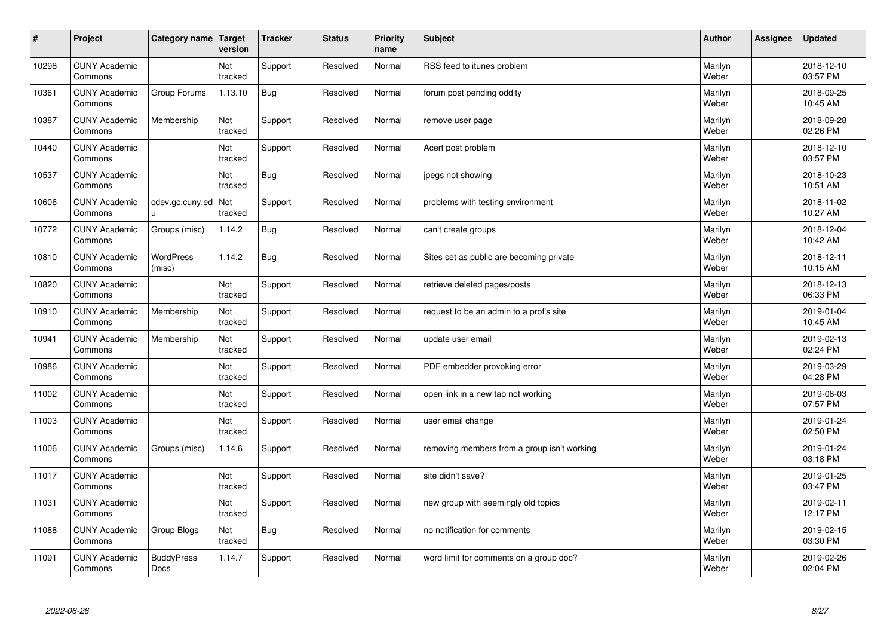| # | Project | Category name | Target version | Tracker | Status | Priority name | Subject | Author | Assignee | Updated |
|---|---|---|---|---|---|---|---|---|---|---|
| 10298 | CUNY Academic Commons | | Not tracked | Support | Resolved | Normal | RSS feed to itunes problem | Marilyn Weber | | 2018-12-10 03:57 PM |
| 10361 | CUNY Academic Commons | Group Forums | 1.13.10 | Bug | Resolved | Normal | forum post pending oddity | Marilyn Weber | | 2018-09-25 10:45 AM |
| 10387 | CUNY Academic Commons | Membership | Not tracked | Support | Resolved | Normal | remove user page | Marilyn Weber | | 2018-09-28 02:26 PM |
| 10440 | CUNY Academic Commons | | Not tracked | Support | Resolved | Normal | Acert post problem | Marilyn Weber | | 2018-12-10 03:57 PM |
| 10537 | CUNY Academic Commons | | Not tracked | Bug | Resolved | Normal | jpegs not showing | Marilyn Weber | | 2018-10-23 10:51 AM |
| 10606 | CUNY Academic Commons | cdev.gc.cuny.edu | Not tracked | Support | Resolved | Normal | problems with testing environment | Marilyn Weber | | 2018-11-02 10:27 AM |
| 10772 | CUNY Academic Commons | Groups (misc) | 1.14.2 | Bug | Resolved | Normal | can't create groups | Marilyn Weber | | 2018-12-04 10:42 AM |
| 10810 | CUNY Academic Commons | WordPress (misc) | 1.14.2 | Bug | Resolved | Normal | Sites set as public are becoming private | Marilyn Weber | | 2018-12-11 10:15 AM |
| 10820 | CUNY Academic Commons | | Not tracked | Support | Resolved | Normal | retrieve deleted pages/posts | Marilyn Weber | | 2018-12-13 06:33 PM |
| 10910 | CUNY Academic Commons | Membership | Not tracked | Support | Resolved | Normal | request to be an admin to a prof's site | Marilyn Weber | | 2019-01-04 10:45 AM |
| 10941 | CUNY Academic Commons | Membership | Not tracked | Support | Resolved | Normal | update user email | Marilyn Weber | | 2019-02-13 02:24 PM |
| 10986 | CUNY Academic Commons | | Not tracked | Support | Resolved | Normal | PDF embedder provoking error | Marilyn Weber | | 2019-03-29 04:28 PM |
| 11002 | CUNY Academic Commons | | Not tracked | Support | Resolved | Normal | open link in a new tab not working | Marilyn Weber | | 2019-06-03 07:57 PM |
| 11003 | CUNY Academic Commons | | Not tracked | Support | Resolved | Normal | user email change | Marilyn Weber | | 2019-01-24 02:50 PM |
| 11006 | CUNY Academic Commons | Groups (misc) | 1.14.6 | Support | Resolved | Normal | removing members from a group isn't working | Marilyn Weber | | 2019-01-24 03:18 PM |
| 11017 | CUNY Academic Commons | | Not tracked | Support | Resolved | Normal | site didn't save? | Marilyn Weber | | 2019-01-25 03:47 PM |
| 11031 | CUNY Academic Commons | | Not tracked | Support | Resolved | Normal | new group with seemingly old topics | Marilyn Weber | | 2019-02-11 12:17 PM |
| 11088 | CUNY Academic Commons | Group Blogs | Not tracked | Bug | Resolved | Normal | no notification for comments | Marilyn Weber | | 2019-02-15 03:30 PM |
| 11091 | CUNY Academic Commons | BuddyPress Docs | 1.14.7 | Support | Resolved | Normal | word limit for comments on a group doc? | Marilyn Weber | | 2019-02-26 02:04 PM |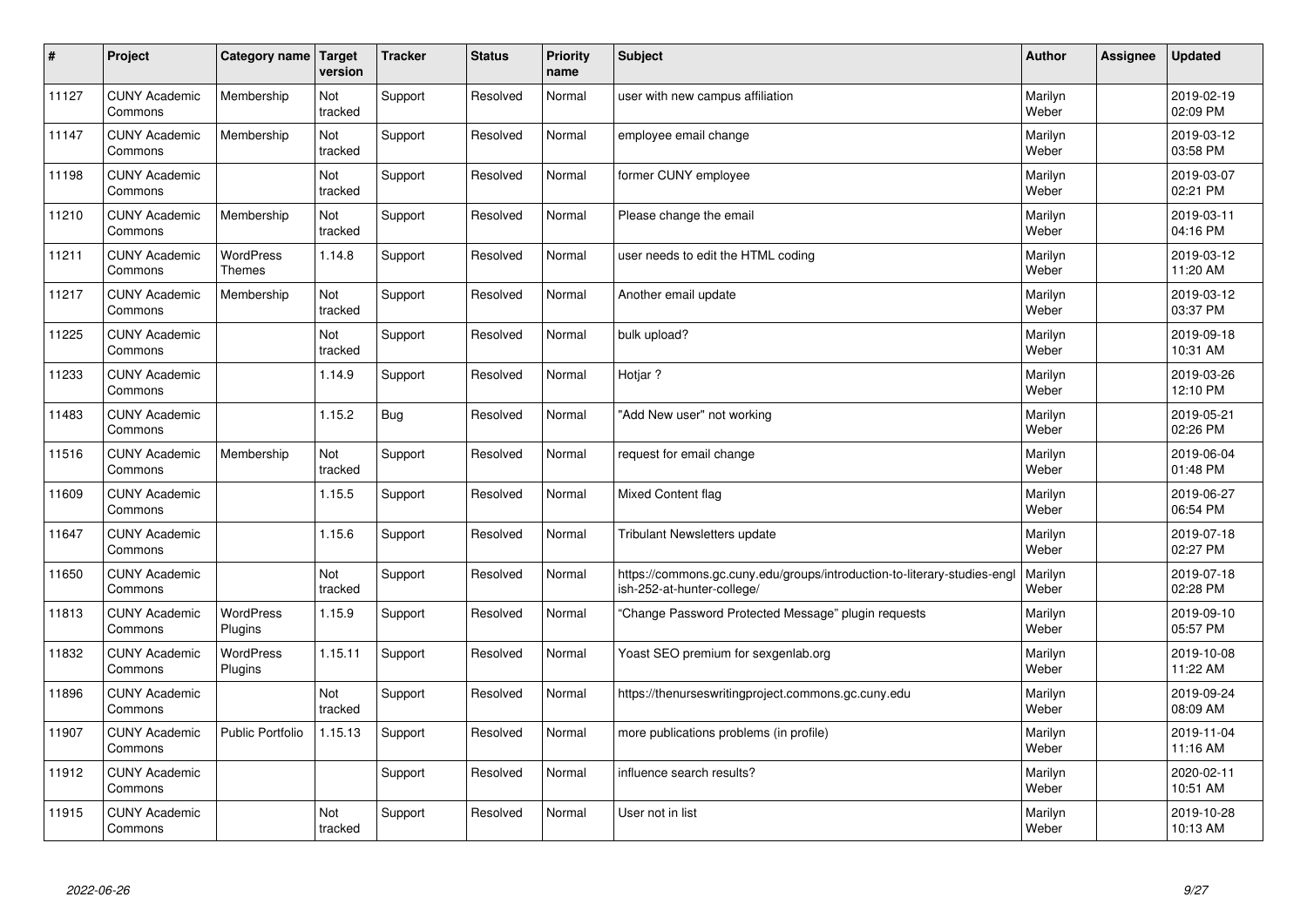| # | Project | Category name | Target version | Tracker | Status | Priority name | Subject | Author | Assignee | Updated |
|---|---|---|---|---|---|---|---|---|---|---|
| 11127 | CUNY Academic Commons | Membership | Not tracked | Support | Resolved | Normal | user with new campus affiliation | Marilyn Weber | | 2019-02-19 02:09 PM |
| 11147 | CUNY Academic Commons | Membership | Not tracked | Support | Resolved | Normal | employee email change | Marilyn Weber | | 2019-03-12 03:58 PM |
| 11198 | CUNY Academic Commons | | Not tracked | Support | Resolved | Normal | former CUNY employee | Marilyn Weber | | 2019-03-07 02:21 PM |
| 11210 | CUNY Academic Commons | Membership | Not tracked | Support | Resolved | Normal | Please change the email | Marilyn Weber | | 2019-03-11 04:16 PM |
| 11211 | CUNY Academic Commons | WordPress Themes | 1.14.8 | Support | Resolved | Normal | user needs to edit the HTML coding | Marilyn Weber | | 2019-03-12 11:20 AM |
| 11217 | CUNY Academic Commons | Membership | Not tracked | Support | Resolved | Normal | Another email update | Marilyn Weber | | 2019-03-12 03:37 PM |
| 11225 | CUNY Academic Commons | | Not tracked | Support | Resolved | Normal | bulk upload? | Marilyn Weber | | 2019-09-18 10:31 AM |
| 11233 | CUNY Academic Commons | | 1.14.9 | Support | Resolved | Normal | Hotjar ? | Marilyn Weber | | 2019-03-26 12:10 PM |
| 11483 | CUNY Academic Commons | | 1.15.2 | Bug | Resolved | Normal | "Add New user" not working | Marilyn Weber | | 2019-05-21 02:26 PM |
| 11516 | CUNY Academic Commons | Membership | Not tracked | Support | Resolved | Normal | request for email change | Marilyn Weber | | 2019-06-04 01:48 PM |
| 11609 | CUNY Academic Commons | | 1.15.5 | Support | Resolved | Normal | Mixed Content flag | Marilyn Weber | | 2019-06-27 06:54 PM |
| 11647 | CUNY Academic Commons | | 1.15.6 | Support | Resolved | Normal | Tribulant Newsletters update | Marilyn Weber | | 2019-07-18 02:27 PM |
| 11650 | CUNY Academic Commons | | Not tracked | Support | Resolved | Normal | https://commons.gc.cuny.edu/groups/introduction-to-literary-studies-english-252-at-hunter-college/ | Marilyn Weber | | 2019-07-18 02:28 PM |
| 11813 | CUNY Academic Commons | WordPress Plugins | 1.15.9 | Support | Resolved | Normal | "Change Password Protected Message" plugin requests | Marilyn Weber | | 2019-09-10 05:57 PM |
| 11832 | CUNY Academic Commons | WordPress Plugins | 1.15.11 | Support | Resolved | Normal | Yoast SEO premium for sexgenlab.org | Marilyn Weber | | 2019-10-08 11:22 AM |
| 11896 | CUNY Academic Commons | | Not tracked | Support | Resolved | Normal | https://thenurseswritingproject.commons.gc.cuny.edu | Marilyn Weber | | 2019-09-24 08:09 AM |
| 11907 | CUNY Academic Commons | Public Portfolio | 1.15.13 | Support | Resolved | Normal | more publications problems (in profile) | Marilyn Weber | | 2019-11-04 11:16 AM |
| 11912 | CUNY Academic Commons | | | Support | Resolved | Normal | influence search results? | Marilyn Weber | | 2020-02-11 10:51 AM |
| 11915 | CUNY Academic Commons | | Not tracked | Support | Resolved | Normal | User not in list | Marilyn Weber | | 2019-10-28 10:13 AM |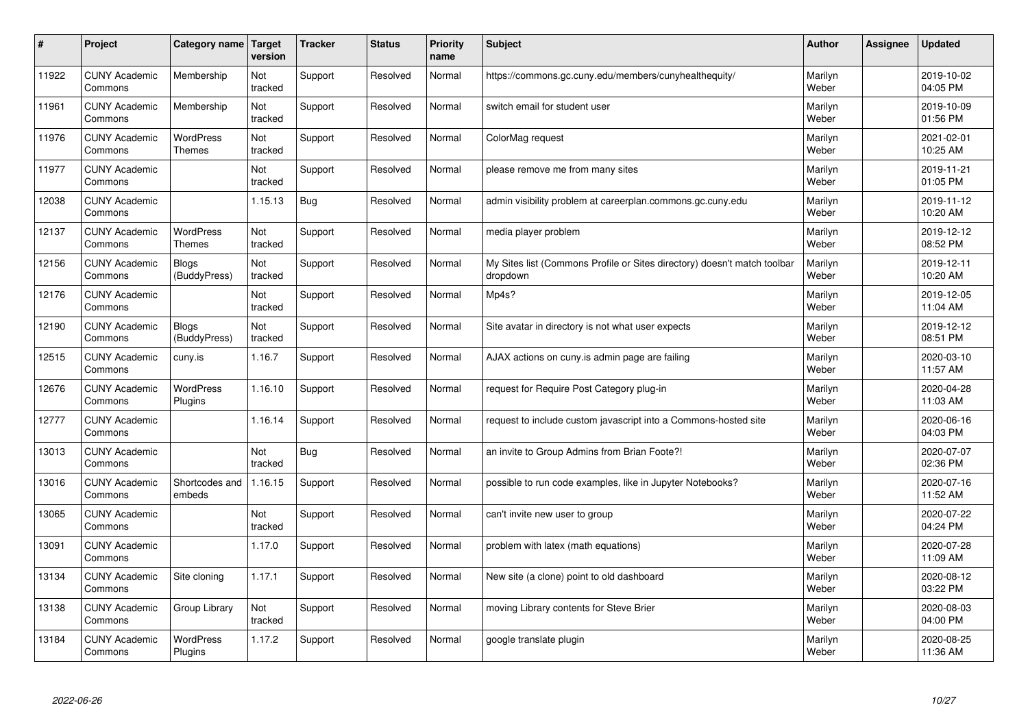| # | Project | Category name | Target version | Tracker | Status | Priority name | Subject | Author | Assignee | Updated |
|---|---|---|---|---|---|---|---|---|---|---|
| 11922 | CUNY Academic Commons | Membership | Not tracked | Support | Resolved | Normal | https://commons.gc.cuny.edu/members/cunyhealthequity/ | Marilyn Weber | | 2019-10-02 04:05 PM |
| 11961 | CUNY Academic Commons | Membership | Not tracked | Support | Resolved | Normal | switch email for student user | Marilyn Weber | | 2019-10-09 01:56 PM |
| 11976 | CUNY Academic Commons | WordPress Themes | Not tracked | Support | Resolved | Normal | ColorMag request | Marilyn Weber | | 2021-02-01 10:25 AM |
| 11977 | CUNY Academic Commons | | Not tracked | Support | Resolved | Normal | please remove me from many sites | Marilyn Weber | | 2019-11-21 01:05 PM |
| 12038 | CUNY Academic Commons | | 1.15.13 | Bug | Resolved | Normal | admin visibility problem at careerplan.commons.gc.cuny.edu | Marilyn Weber | | 2019-11-12 10:20 AM |
| 12137 | CUNY Academic Commons | WordPress Themes | Not tracked | Support | Resolved | Normal | media player problem | Marilyn Weber | | 2019-12-12 08:52 PM |
| 12156 | CUNY Academic Commons | Blogs (BuddyPress) | Not tracked | Support | Resolved | Normal | My Sites list (Commons Profile or Sites directory) doesn't match toolbar dropdown | Marilyn Weber | | 2019-12-11 10:20 AM |
| 12176 | CUNY Academic Commons | | Not tracked | Support | Resolved | Normal | Mp4s? | Marilyn Weber | | 2019-12-05 11:04 AM |
| 12190 | CUNY Academic Commons | Blogs (BuddyPress) | Not tracked | Support | Resolved | Normal | Site avatar in directory is not what user expects | Marilyn Weber | | 2019-12-12 08:51 PM |
| 12515 | CUNY Academic Commons | cuny.is | 1.16.7 | Support | Resolved | Normal | AJAX actions on cuny.is admin page are failing | Marilyn Weber | | 2020-03-10 11:57 AM |
| 12676 | CUNY Academic Commons | WordPress Plugins | 1.16.10 | Support | Resolved | Normal | request for Require Post Category plug-in | Marilyn Weber | | 2020-04-28 11:03 AM |
| 12777 | CUNY Academic Commons | | 1.16.14 | Support | Resolved | Normal | request to include custom javascript into a Commons-hosted site | Marilyn Weber | | 2020-06-16 04:03 PM |
| 13013 | CUNY Academic Commons | | Not tracked | Bug | Resolved | Normal | an invite to Group Admins from Brian Foote?! | Marilyn Weber | | 2020-07-07 02:36 PM |
| 13016 | CUNY Academic Commons | Shortcodes and embeds | 1.16.15 | Support | Resolved | Normal | possible to run code examples, like in Jupyter Notebooks? | Marilyn Weber | | 2020-07-16 11:52 AM |
| 13065 | CUNY Academic Commons | | Not tracked | Support | Resolved | Normal | can't invite new user to group | Marilyn Weber | | 2020-07-22 04:24 PM |
| 13091 | CUNY Academic Commons | | 1.17.0 | Support | Resolved | Normal | problem with latex (math equations) | Marilyn Weber | | 2020-07-28 11:09 AM |
| 13134 | CUNY Academic Commons | Site cloning | 1.17.1 | Support | Resolved | Normal | New site (a clone) point to old dashboard | Marilyn Weber | | 2020-08-12 03:22 PM |
| 13138 | CUNY Academic Commons | Group Library | Not tracked | Support | Resolved | Normal | moving Library contents for Steve Brier | Marilyn Weber | | 2020-08-03 04:00 PM |
| 13184 | CUNY Academic Commons | WordPress Plugins | 1.17.2 | Support | Resolved | Normal | google translate plugin | Marilyn Weber | | 2020-08-25 11:36 AM |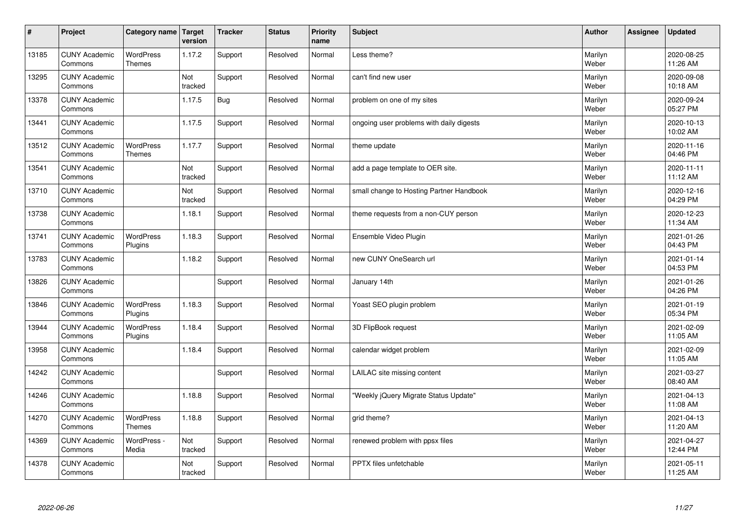| # | Project | Category name | Target version | Tracker | Status | Priority name | Subject | Author | Assignee | Updated |
|---|---|---|---|---|---|---|---|---|---|---|
| 13185 | CUNY Academic Commons | WordPress Themes | 1.17.2 | Support | Resolved | Normal | Less theme? | Marilyn Weber | | 2020-08-25 11:26 AM |
| 13295 | CUNY Academic Commons | | Not tracked | Support | Resolved | Normal | can't find new user | Marilyn Weber | | 2020-09-08 10:18 AM |
| 13378 | CUNY Academic Commons | | 1.17.5 | Bug | Resolved | Normal | problem on one of my sites | Marilyn Weber | | 2020-09-24 05:27 PM |
| 13441 | CUNY Academic Commons | | 1.17.5 | Support | Resolved | Normal | ongoing user problems with daily digests | Marilyn Weber | | 2020-10-13 10:02 AM |
| 13512 | CUNY Academic Commons | WordPress Themes | 1.17.7 | Support | Resolved | Normal | theme update | Marilyn Weber | | 2020-11-16 04:46 PM |
| 13541 | CUNY Academic Commons | | Not tracked | Support | Resolved | Normal | add a page template to OER site. | Marilyn Weber | | 2020-11-11 11:12 AM |
| 13710 | CUNY Academic Commons | | Not tracked | Support | Resolved | Normal | small change to Hosting Partner Handbook | Marilyn Weber | | 2020-12-16 04:29 PM |
| 13738 | CUNY Academic Commons | | 1.18.1 | Support | Resolved | Normal | theme requests from a non-CUY person | Marilyn Weber | | 2020-12-23 11:34 AM |
| 13741 | CUNY Academic Commons | WordPress Plugins | 1.18.3 | Support | Resolved | Normal | Ensemble Video Plugin | Marilyn Weber | | 2021-01-26 04:43 PM |
| 13783 | CUNY Academic Commons | | 1.18.2 | Support | Resolved | Normal | new CUNY OneSearch url | Marilyn Weber | | 2021-01-14 04:53 PM |
| 13826 | CUNY Academic Commons | | | Support | Resolved | Normal | January 14th | Marilyn Weber | | 2021-01-26 04:26 PM |
| 13846 | CUNY Academic Commons | WordPress Plugins | 1.18.3 | Support | Resolved | Normal | Yoast SEO plugin problem | Marilyn Weber | | 2021-01-19 05:34 PM |
| 13944 | CUNY Academic Commons | WordPress Plugins | 1.18.4 | Support | Resolved | Normal | 3D FlipBook request | Marilyn Weber | | 2021-02-09 11:05 AM |
| 13958 | CUNY Academic Commons | | 1.18.4 | Support | Resolved | Normal | calendar widget problem | Marilyn Weber | | 2021-02-09 11:05 AM |
| 14242 | CUNY Academic Commons | | | Support | Resolved | Normal | LAILAC site missing content | Marilyn Weber | | 2021-03-27 08:40 AM |
| 14246 | CUNY Academic Commons | | 1.18.8 | Support | Resolved | Normal | "Weekly jQuery Migrate Status Update" | Marilyn Weber | | 2021-04-13 11:08 AM |
| 14270 | CUNY Academic Commons | WordPress Themes | 1.18.8 | Support | Resolved | Normal | grid theme? | Marilyn Weber | | 2021-04-13 11:20 AM |
| 14369 | CUNY Academic Commons | WordPress - Media | Not tracked | Support | Resolved | Normal | renewed problem with ppsx files | Marilyn Weber | | 2021-04-27 12:44 PM |
| 14378 | CUNY Academic Commons | | Not tracked | Support | Resolved | Normal | PPTX files unfetchable | Marilyn Weber | | 2021-05-11 11:25 AM |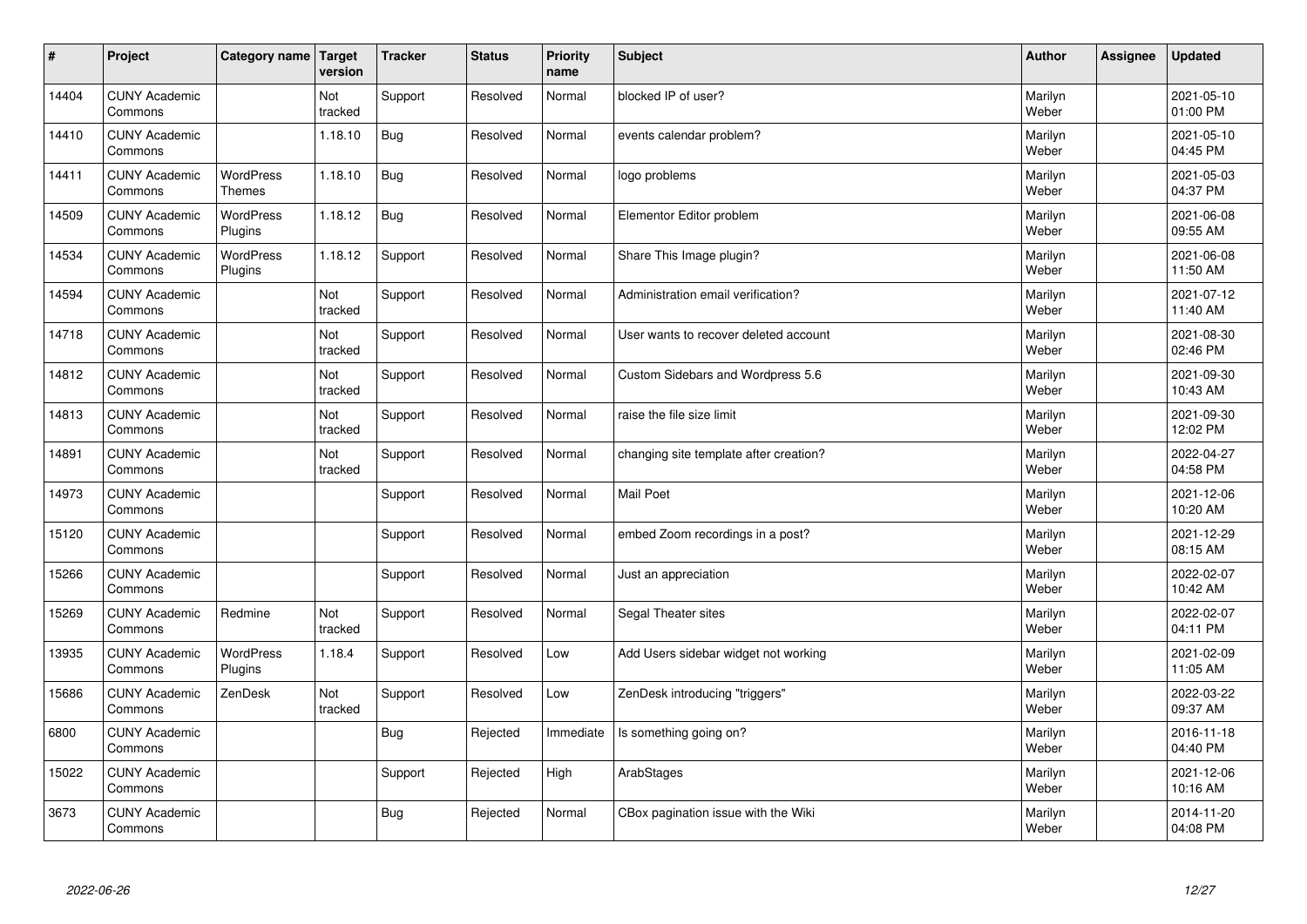| # | Project | Category name | Target version | Tracker | Status | Priority name | Subject | Author | Assignee | Updated |
|---|---|---|---|---|---|---|---|---|---|---|
| 14404 | CUNY Academic Commons | | Not tracked | Support | Resolved | Normal | blocked IP of user? | Marilyn Weber | | 2021-05-10 01:00 PM |
| 14410 | CUNY Academic Commons | | 1.18.10 | Bug | Resolved | Normal | events calendar problem? | Marilyn Weber | | 2021-05-10 04:45 PM |
| 14411 | CUNY Academic Commons | WordPress Themes | 1.18.10 | Bug | Resolved | Normal | logo problems | Marilyn Weber | | 2021-05-03 04:37 PM |
| 14509 | CUNY Academic Commons | WordPress Plugins | 1.18.12 | Bug | Resolved | Normal | Elementor Editor problem | Marilyn Weber | | 2021-06-08 09:55 AM |
| 14534 | CUNY Academic Commons | WordPress Plugins | 1.18.12 | Support | Resolved | Normal | Share This Image plugin? | Marilyn Weber | | 2021-06-08 11:50 AM |
| 14594 | CUNY Academic Commons | | Not tracked | Support | Resolved | Normal | Administration email verification? | Marilyn Weber | | 2021-07-12 11:40 AM |
| 14718 | CUNY Academic Commons | | Not tracked | Support | Resolved | Normal | User wants to recover deleted account | Marilyn Weber | | 2021-08-30 02:46 PM |
| 14812 | CUNY Academic Commons | | Not tracked | Support | Resolved | Normal | Custom Sidebars and Wordpress 5.6 | Marilyn Weber | | 2021-09-30 10:43 AM |
| 14813 | CUNY Academic Commons | | Not tracked | Support | Resolved | Normal | raise the file size limit | Marilyn Weber | | 2021-09-30 12:02 PM |
| 14891 | CUNY Academic Commons | | Not tracked | Support | Resolved | Normal | changing site template after creation? | Marilyn Weber | | 2022-04-27 04:58 PM |
| 14973 | CUNY Academic Commons | | | Support | Resolved | Normal | Mail Poet | Marilyn Weber | | 2021-12-06 10:20 AM |
| 15120 | CUNY Academic Commons | | | Support | Resolved | Normal | embed Zoom recordings in a post? | Marilyn Weber | | 2021-12-29 08:15 AM |
| 15266 | CUNY Academic Commons | | | Support | Resolved | Normal | Just an appreciation | Marilyn Weber | | 2022-02-07 10:42 AM |
| 15269 | CUNY Academic Commons | Redmine | Not tracked | Support | Resolved | Normal | Segal Theater sites | Marilyn Weber | | 2022-02-07 04:11 PM |
| 13935 | CUNY Academic Commons | WordPress Plugins | 1.18.4 | Support | Resolved | Low | Add Users sidebar widget not working | Marilyn Weber | | 2021-02-09 11:05 AM |
| 15686 | CUNY Academic Commons | ZenDesk | Not tracked | Support | Resolved | Low | ZenDesk introducing "triggers" | Marilyn Weber | | 2022-03-22 09:37 AM |
| 6800 | CUNY Academic Commons | | | Bug | Rejected | Immediate | Is something going on? | Marilyn Weber | | 2016-11-18 04:40 PM |
| 15022 | CUNY Academic Commons | | | Support | Rejected | High | ArabStages | Marilyn Weber | | 2021-12-06 10:16 AM |
| 3673 | CUNY Academic Commons | | | Bug | Rejected | Normal | CBox pagination issue with the Wiki | Marilyn Weber | | 2014-11-20 04:08 PM |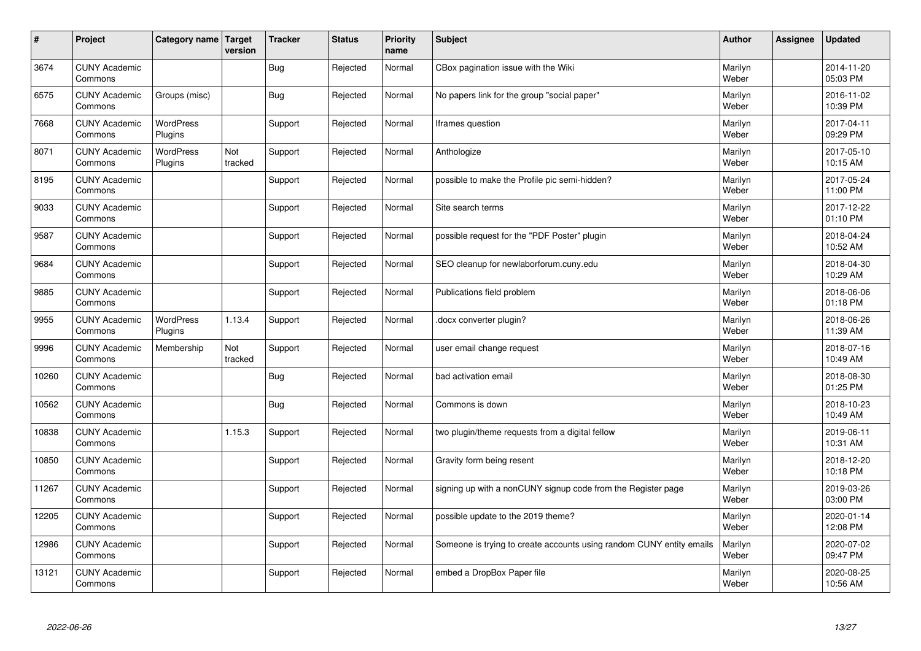| # | Project | Category name | Target version | Tracker | Status | Priority name | Subject | Author | Assignee | Updated |
|---|---|---|---|---|---|---|---|---|---|---|
| 3674 | CUNY Academic Commons | | | Bug | Rejected | Normal | CBox pagination issue with the Wiki | Marilyn Weber | | 2014-11-20 05:03 PM |
| 6575 | CUNY Academic Commons | Groups (misc) | | Bug | Rejected | Normal | No papers link for the group "social paper" | Marilyn Weber | | 2016-11-02 10:39 PM |
| 7668 | CUNY Academic Commons | WordPress Plugins | | Support | Rejected | Normal | Iframes question | Marilyn Weber | | 2017-04-11 09:29 PM |
| 8071 | CUNY Academic Commons | WordPress Plugins | Not tracked | Support | Rejected | Normal | Anthologize | Marilyn Weber | | 2017-05-10 10:15 AM |
| 8195 | CUNY Academic Commons | | | Support | Rejected | Normal | possible to make the Profile pic semi-hidden? | Marilyn Weber | | 2017-05-24 11:00 PM |
| 9033 | CUNY Academic Commons | | | Support | Rejected | Normal | Site search terms | Marilyn Weber | | 2017-12-22 01:10 PM |
| 9587 | CUNY Academic Commons | | | Support | Rejected | Normal | possible request for the "PDF Poster" plugin | Marilyn Weber | | 2018-04-24 10:52 AM |
| 9684 | CUNY Academic Commons | | | Support | Rejected | Normal | SEO cleanup for newlaborforum.cuny.edu | Marilyn Weber | | 2018-04-30 10:29 AM |
| 9885 | CUNY Academic Commons | | | Support | Rejected | Normal | Publications field problem | Marilyn Weber | | 2018-06-06 01:18 PM |
| 9955 | CUNY Academic Commons | WordPress Plugins | 1.13.4 | Support | Rejected | Normal | .docx converter plugin? | Marilyn Weber | | 2018-06-26 11:39 AM |
| 9996 | CUNY Academic Commons | Membership | Not tracked | Support | Rejected | Normal | user email change request | Marilyn Weber | | 2018-07-16 10:49 AM |
| 10260 | CUNY Academic Commons | | | Bug | Rejected | Normal | bad activation email | Marilyn Weber | | 2018-08-30 01:25 PM |
| 10562 | CUNY Academic Commons | | | Bug | Rejected | Normal | Commons is down | Marilyn Weber | | 2018-10-23 10:49 AM |
| 10838 | CUNY Academic Commons | | 1.15.3 | Support | Rejected | Normal | two plugin/theme requests from a digital fellow | Marilyn Weber | | 2019-06-11 10:31 AM |
| 10850 | CUNY Academic Commons | | | Support | Rejected | Normal | Gravity form being resent | Marilyn Weber | | 2018-12-20 10:18 PM |
| 11267 | CUNY Academic Commons | | | Support | Rejected | Normal | signing up with a nonCUNY signup code from the Register page | Marilyn Weber | | 2019-03-26 03:00 PM |
| 12205 | CUNY Academic Commons | | | Support | Rejected | Normal | possible update to the 2019 theme? | Marilyn Weber | | 2020-01-14 12:08 PM |
| 12986 | CUNY Academic Commons | | | Support | Rejected | Normal | Someone is trying to create accounts using random CUNY entity emails | Marilyn Weber | | 2020-07-02 09:47 PM |
| 13121 | CUNY Academic Commons | | | Support | Rejected | Normal | embed a DropBox Paper file | Marilyn Weber | | 2020-08-25 10:56 AM |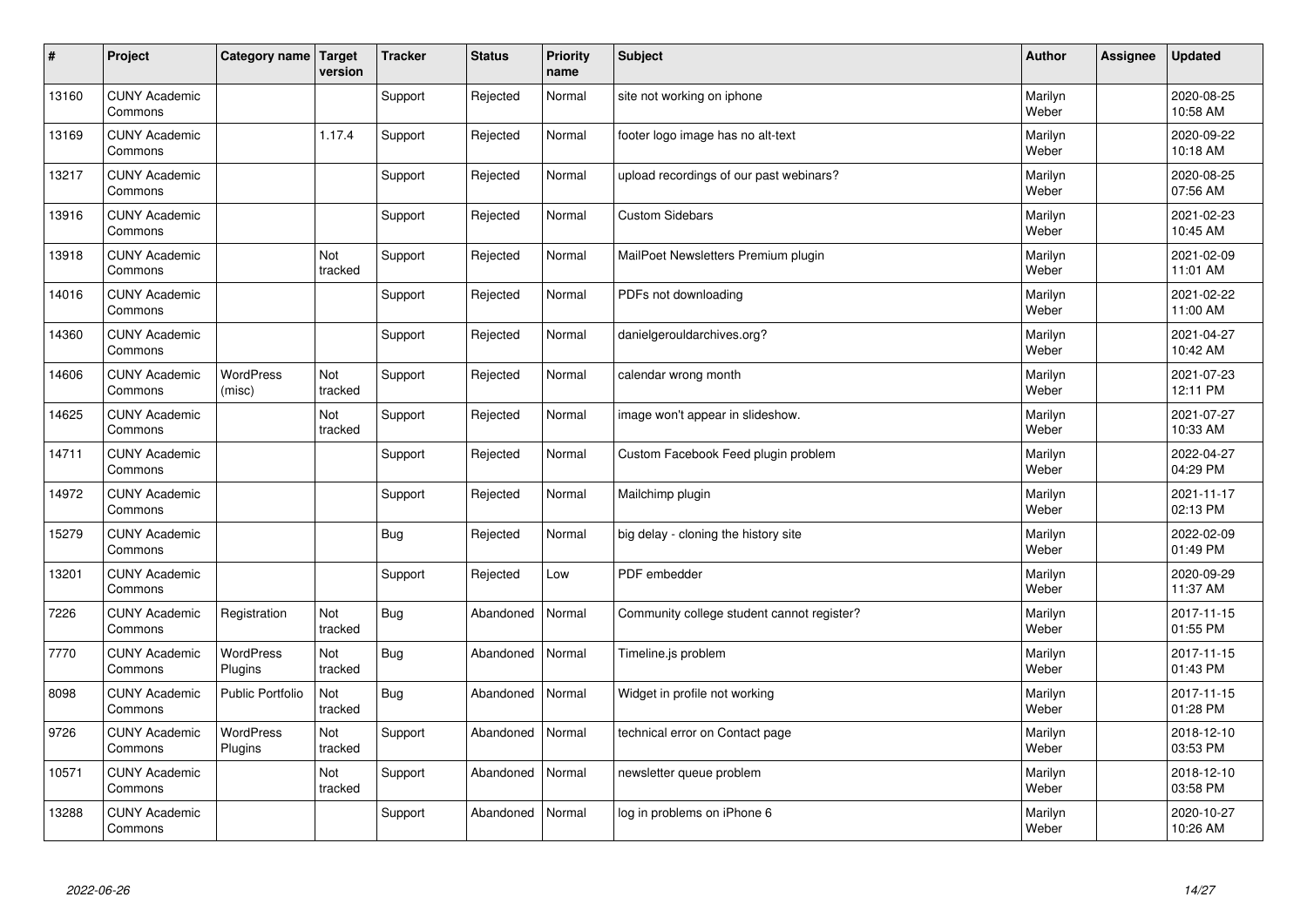| # | Project | Category name | Target version | Tracker | Status | Priority name | Subject | Author | Assignee | Updated |
|---|---|---|---|---|---|---|---|---|---|---|
| 13160 | CUNY Academic Commons | | | Support | Rejected | Normal | site not working on iphone | Marilyn Weber | | 2020-08-25 10:58 AM |
| 13169 | CUNY Academic Commons | | 1.17.4 | Support | Rejected | Normal | footer logo image has no alt-text | Marilyn Weber | | 2020-09-22 10:18 AM |
| 13217 | CUNY Academic Commons | | | Support | Rejected | Normal | upload recordings of our past webinars? | Marilyn Weber | | 2020-08-25 07:56 AM |
| 13916 | CUNY Academic Commons | | | Support | Rejected | Normal | Custom Sidebars | Marilyn Weber | | 2021-02-23 10:45 AM |
| 13918 | CUNY Academic Commons | | Not tracked | Support | Rejected | Normal | MailPoet Newsletters Premium plugin | Marilyn Weber | | 2021-02-09 11:01 AM |
| 14016 | CUNY Academic Commons | | | Support | Rejected | Normal | PDFs not downloading | Marilyn Weber | | 2021-02-22 11:00 AM |
| 14360 | CUNY Academic Commons | | | Support | Rejected | Normal | danielgerouldarchives.org? | Marilyn Weber | | 2021-04-27 10:42 AM |
| 14606 | CUNY Academic Commons | WordPress (misc) | Not tracked | Support | Rejected | Normal | calendar wrong month | Marilyn Weber | | 2021-07-23 12:11 PM |
| 14625 | CUNY Academic Commons | | Not tracked | Support | Rejected | Normal | image won't appear in slideshow. | Marilyn Weber | | 2021-07-27 10:33 AM |
| 14711 | CUNY Academic Commons | | | Support | Rejected | Normal | Custom Facebook Feed plugin problem | Marilyn Weber | | 2022-04-27 04:29 PM |
| 14972 | CUNY Academic Commons | | | Support | Rejected | Normal | Mailchimp plugin | Marilyn Weber | | 2021-11-17 02:13 PM |
| 15279 | CUNY Academic Commons | | | Bug | Rejected | Normal | big delay - cloning the history site | Marilyn Weber | | 2022-02-09 01:49 PM |
| 13201 | CUNY Academic Commons | | | Support | Rejected | Low | PDF embedder | Marilyn Weber | | 2020-09-29 11:37 AM |
| 7226 | CUNY Academic Commons | Registration | Not tracked | Bug | Abandoned | Normal | Community college student cannot register? | Marilyn Weber | | 2017-11-15 01:55 PM |
| 7770 | CUNY Academic Commons | WordPress Plugins | Not tracked | Bug | Abandoned | Normal | Timeline.js problem | Marilyn Weber | | 2017-11-15 01:43 PM |
| 8098 | CUNY Academic Commons | Public Portfolio | Not tracked | Bug | Abandoned | Normal | Widget in profile not working | Marilyn Weber | | 2017-11-15 01:28 PM |
| 9726 | CUNY Academic Commons | WordPress Plugins | Not tracked | Support | Abandoned | Normal | technical error on Contact page | Marilyn Weber | | 2018-12-10 03:53 PM |
| 10571 | CUNY Academic Commons | | Not tracked | Support | Abandoned | Normal | newsletter queue problem | Marilyn Weber | | 2018-12-10 03:58 PM |
| 13288 | CUNY Academic Commons | | | Support | Abandoned | Normal | log in problems on iPhone 6 | Marilyn Weber | | 2020-10-27 10:26 AM |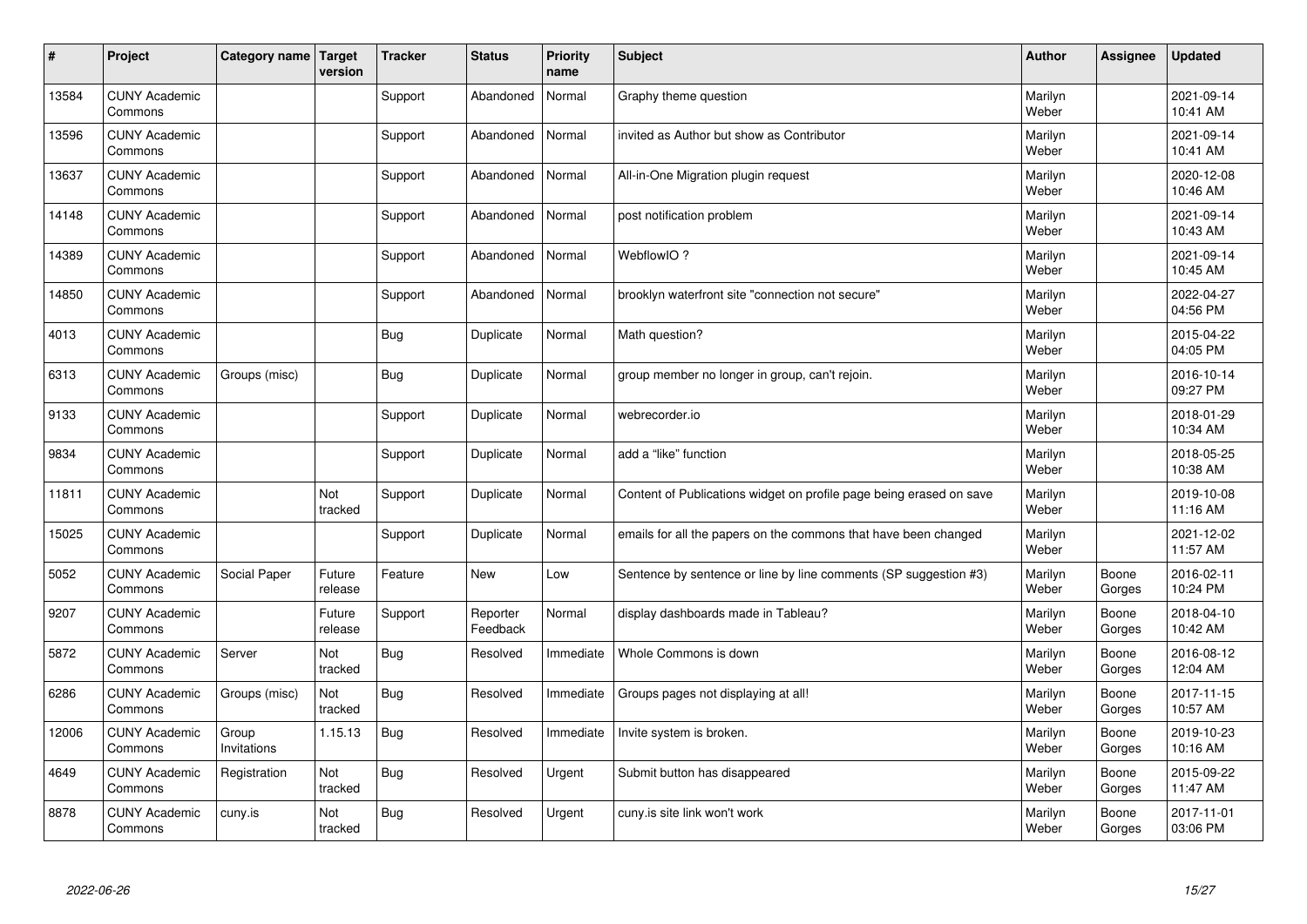| # | Project | Category name | Target version | Tracker | Status | Priority name | Subject | Author | Assignee | Updated |
|---|---|---|---|---|---|---|---|---|---|---|
| 13584 | CUNY Academic Commons | | | Support | Abandoned | Normal | Graphy theme question | Marilyn Weber | | 2021-09-14 10:41 AM |
| 13596 | CUNY Academic Commons | | | Support | Abandoned | Normal | invited as Author but show as Contributor | Marilyn Weber | | 2021-09-14 10:41 AM |
| 13637 | CUNY Academic Commons | | | Support | Abandoned | Normal | All-in-One Migration plugin request | Marilyn Weber | | 2020-12-08 10:46 AM |
| 14148 | CUNY Academic Commons | | | Support | Abandoned | Normal | post notification problem | Marilyn Weber | | 2021-09-14 10:43 AM |
| 14389 | CUNY Academic Commons | | | Support | Abandoned | Normal | WebflowIO ? | Marilyn Weber | | 2021-09-14 10:45 AM |
| 14850 | CUNY Academic Commons | | | Support | Abandoned | Normal | brooklyn waterfront site "connection not secure" | Marilyn Weber | | 2022-04-27 04:56 PM |
| 4013 | CUNY Academic Commons | | | Bug | Duplicate | Normal | Math question? | Marilyn Weber | | 2015-04-22 04:05 PM |
| 6313 | CUNY Academic Commons | Groups (misc) | | Bug | Duplicate | Normal | group member no longer in group, can't rejoin. | Marilyn Weber | | 2016-10-14 09:27 PM |
| 9133 | CUNY Academic Commons | | | Support | Duplicate | Normal | webrecorder.io | Marilyn Weber | | 2018-01-29 10:34 AM |
| 9834 | CUNY Academic Commons | | | Support | Duplicate | Normal | add a "like" function | Marilyn Weber | | 2018-05-25 10:38 AM |
| 11811 | CUNY Academic Commons | | Not tracked | Support | Duplicate | Normal | Content of Publications widget on profile page being erased on save | Marilyn Weber | | 2019-10-08 11:16 AM |
| 15025 | CUNY Academic Commons | | | Support | Duplicate | Normal | emails for all the papers on the commons that have been changed | Marilyn Weber | | 2021-12-02 11:57 AM |
| 5052 | CUNY Academic Commons | Social Paper | Future release | Feature | New | Low | Sentence by sentence or line by line comments (SP suggestion #3) | Marilyn Weber | Boone Gorges | 2016-02-11 10:24 PM |
| 9207 | CUNY Academic Commons | | Future release | Support | Reporter Feedback | Normal | display dashboards made in Tableau? | Marilyn Weber | Boone Gorges | 2018-04-10 10:42 AM |
| 5872 | CUNY Academic Commons | Server | Not tracked | Bug | Resolved | Immediate | Whole Commons is down | Marilyn Weber | Boone Gorges | 2016-08-12 12:04 AM |
| 6286 | CUNY Academic Commons | Groups (misc) | Not tracked | Bug | Resolved | Immediate | Groups pages not displaying at all! | Marilyn Weber | Boone Gorges | 2017-11-15 10:57 AM |
| 12006 | CUNY Academic Commons | Group Invitations | 1.15.13 | Bug | Resolved | Immediate | Invite system is broken. | Marilyn Weber | Boone Gorges | 2019-10-23 10:16 AM |
| 4649 | CUNY Academic Commons | Registration | Not tracked | Bug | Resolved | Urgent | Submit button has disappeared | Marilyn Weber | Boone Gorges | 2015-09-22 11:47 AM |
| 8878 | CUNY Academic Commons | cuny.is | Not tracked | Bug | Resolved | Urgent | cuny.is site link won't work | Marilyn Weber | Boone Gorges | 2017-11-01 03:06 PM |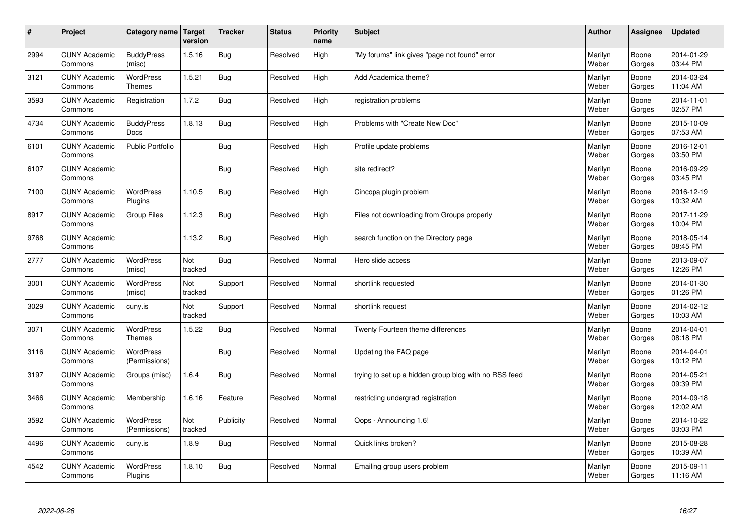| # | Project | Category name | Target version | Tracker | Status | Priority name | Subject | Author | Assignee | Updated |
|---|---|---|---|---|---|---|---|---|---|---|
| 2994 | CUNY Academic Commons | BuddyPress (misc) | 1.5.16 | Bug | Resolved | High | "My forums" link gives "page not found" error | Marilyn Weber | Boone Gorges | 2014-01-29 03:44 PM |
| 3121 | CUNY Academic Commons | WordPress Themes | 1.5.21 | Bug | Resolved | High | Add Academica theme? | Marilyn Weber | Boone Gorges | 2014-03-24 11:04 AM |
| 3593 | CUNY Academic Commons | Registration | 1.7.2 | Bug | Resolved | High | registration problems | Marilyn Weber | Boone Gorges | 2014-11-01 02:57 PM |
| 4734 | CUNY Academic Commons | BuddyPress Docs | 1.8.13 | Bug | Resolved | High | Problems with "Create New Doc" | Marilyn Weber | Boone Gorges | 2015-10-09 07:53 AM |
| 6101 | CUNY Academic Commons | Public Portfolio | | Bug | Resolved | High | Profile update problems | Marilyn Weber | Boone Gorges | 2016-12-01 03:50 PM |
| 6107 | CUNY Academic Commons | | | Bug | Resolved | High | site redirect? | Marilyn Weber | Boone Gorges | 2016-09-29 03:45 PM |
| 7100 | CUNY Academic Commons | WordPress Plugins | 1.10.5 | Bug | Resolved | High | Cincopa plugin problem | Marilyn Weber | Boone Gorges | 2016-12-19 10:32 AM |
| 8917 | CUNY Academic Commons | Group Files | 1.12.3 | Bug | Resolved | High | Files not downloading from Groups properly | Marilyn Weber | Boone Gorges | 2017-11-29 10:04 PM |
| 9768 | CUNY Academic Commons | | 1.13.2 | Bug | Resolved | High | search function on the Directory page | Marilyn Weber | Boone Gorges | 2018-05-14 08:45 PM |
| 2777 | CUNY Academic Commons | WordPress (misc) | Not tracked | Bug | Resolved | Normal | Hero slide access | Marilyn Weber | Boone Gorges | 2013-09-07 12:26 PM |
| 3001 | CUNY Academic Commons | WordPress (misc) | Not tracked | Support | Resolved | Normal | shortlink requested | Marilyn Weber | Boone Gorges | 2014-01-30 01:26 PM |
| 3029 | CUNY Academic Commons | cuny.is | Not tracked | Support | Resolved | Normal | shortlink request | Marilyn Weber | Boone Gorges | 2014-02-12 10:03 AM |
| 3071 | CUNY Academic Commons | WordPress Themes | 1.5.22 | Bug | Resolved | Normal | Twenty Fourteen theme differences | Marilyn Weber | Boone Gorges | 2014-04-01 08:18 PM |
| 3116 | CUNY Academic Commons | WordPress (Permissions) | | Bug | Resolved | Normal | Updating the FAQ page | Marilyn Weber | Boone Gorges | 2014-04-01 10:12 PM |
| 3197 | CUNY Academic Commons | Groups (misc) | 1.6.4 | Bug | Resolved | Normal | trying to set up a hidden group blog with no RSS feed | Marilyn Weber | Boone Gorges | 2014-05-21 09:39 PM |
| 3466 | CUNY Academic Commons | Membership | 1.6.16 | Feature | Resolved | Normal | restricting undergrad registration | Marilyn Weber | Boone Gorges | 2014-09-18 12:02 AM |
| 3592 | CUNY Academic Commons | WordPress (Permissions) | Not tracked | Publicity | Resolved | Normal | Oops - Announcing 1.6! | Marilyn Weber | Boone Gorges | 2014-10-22 03:03 PM |
| 4496 | CUNY Academic Commons | cuny.is | 1.8.9 | Bug | Resolved | Normal | Quick links broken? | Marilyn Weber | Boone Gorges | 2015-08-28 10:39 AM |
| 4542 | CUNY Academic Commons | WordPress Plugins | 1.8.10 | Bug | Resolved | Normal | Emailing group users problem | Marilyn Weber | Boone Gorges | 2015-09-11 11:16 AM |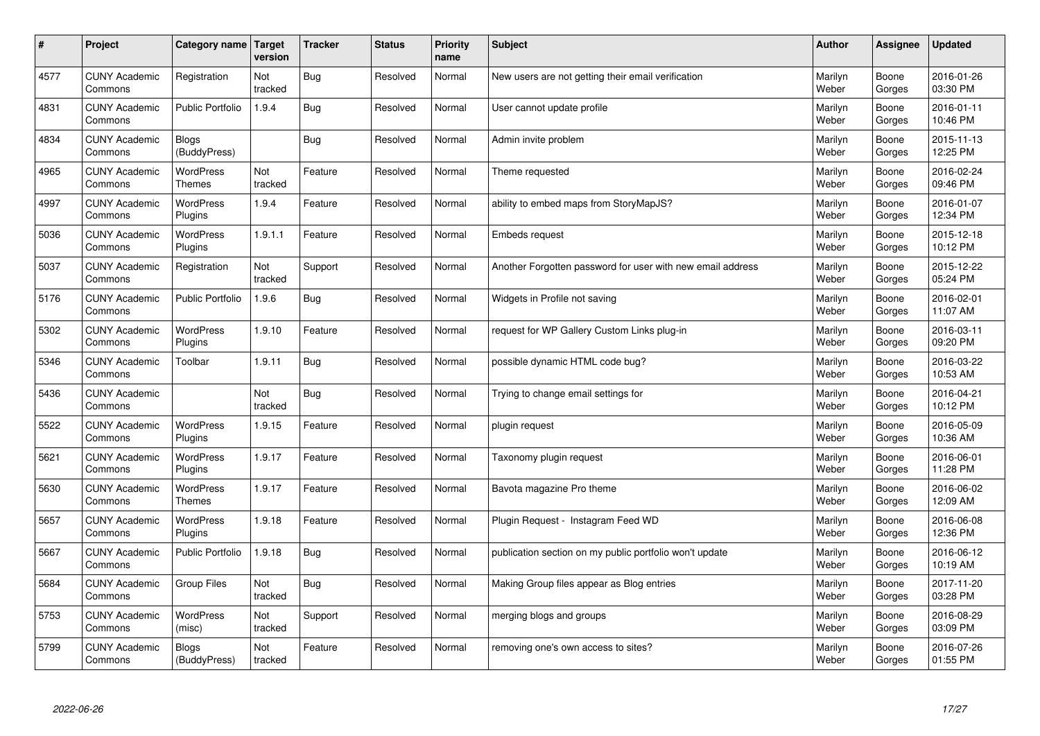| # | Project | Category name | Target version | Tracker | Status | Priority name | Subject | Author | Assignee | Updated |
|---|---|---|---|---|---|---|---|---|---|---|
| 4577 | CUNY Academic Commons | Registration | Not tracked | Bug | Resolved | Normal | New users are not getting their email verification | Marilyn Weber | Boone Gorges | 2016-01-26 03:30 PM |
| 4831 | CUNY Academic Commons | Public Portfolio | 1.9.4 | Bug | Resolved | Normal | User cannot update profile | Marilyn Weber | Boone Gorges | 2016-01-11 10:46 PM |
| 4834 | CUNY Academic Commons | Blogs (BuddyPress) | | Bug | Resolved | Normal | Admin invite problem | Marilyn Weber | Boone Gorges | 2015-11-13 12:25 PM |
| 4965 | CUNY Academic Commons | WordPress Themes | Not tracked | Feature | Resolved | Normal | Theme requested | Marilyn Weber | Boone Gorges | 2016-02-24 09:46 PM |
| 4997 | CUNY Academic Commons | WordPress Plugins | 1.9.4 | Feature | Resolved | Normal | ability to embed maps from StoryMapJS? | Marilyn Weber | Boone Gorges | 2016-01-07 12:34 PM |
| 5036 | CUNY Academic Commons | WordPress Plugins | 1.9.1.1 | Feature | Resolved | Normal | Embeds request | Marilyn Weber | Boone Gorges | 2015-12-18 10:12 PM |
| 5037 | CUNY Academic Commons | Registration | Not tracked | Support | Resolved | Normal | Another Forgotten password for user with new email address | Marilyn Weber | Boone Gorges | 2015-12-22 05:24 PM |
| 5176 | CUNY Academic Commons | Public Portfolio | 1.9.6 | Bug | Resolved | Normal | Widgets in Profile not saving | Marilyn Weber | Boone Gorges | 2016-02-01 11:07 AM |
| 5302 | CUNY Academic Commons | WordPress Plugins | 1.9.10 | Feature | Resolved | Normal | request for WP Gallery Custom Links plug-in | Marilyn Weber | Boone Gorges | 2016-03-11 09:20 PM |
| 5346 | CUNY Academic Commons | Toolbar | 1.9.11 | Bug | Resolved | Normal | possible dynamic HTML code bug? | Marilyn Weber | Boone Gorges | 2016-03-22 10:53 AM |
| 5436 | CUNY Academic Commons | | Not tracked | Bug | Resolved | Normal | Trying to change email settings for | Marilyn Weber | Boone Gorges | 2016-04-21 10:12 PM |
| 5522 | CUNY Academic Commons | WordPress Plugins | 1.9.15 | Feature | Resolved | Normal | plugin request | Marilyn Weber | Boone Gorges | 2016-05-09 10:36 AM |
| 5621 | CUNY Academic Commons | WordPress Plugins | 1.9.17 | Feature | Resolved | Normal | Taxonomy plugin request | Marilyn Weber | Boone Gorges | 2016-06-01 11:28 PM |
| 5630 | CUNY Academic Commons | WordPress Themes | 1.9.17 | Feature | Resolved | Normal | Bavota magazine Pro theme | Marilyn Weber | Boone Gorges | 2016-06-02 12:09 AM |
| 5657 | CUNY Academic Commons | WordPress Plugins | 1.9.18 | Feature | Resolved | Normal | Plugin Request - Instagram Feed WD | Marilyn Weber | Boone Gorges | 2016-06-08 12:36 PM |
| 5667 | CUNY Academic Commons | Public Portfolio | 1.9.18 | Bug | Resolved | Normal | publication section on my public portfolio won't update | Marilyn Weber | Boone Gorges | 2016-06-12 10:19 AM |
| 5684 | CUNY Academic Commons | Group Files | Not tracked | Bug | Resolved | Normal | Making Group files appear as Blog entries | Marilyn Weber | Boone Gorges | 2017-11-20 03:28 PM |
| 5753 | CUNY Academic Commons | WordPress (misc) | Not tracked | Support | Resolved | Normal | merging blogs and groups | Marilyn Weber | Boone Gorges | 2016-08-29 03:09 PM |
| 5799 | CUNY Academic Commons | Blogs (BuddyPress) | Not tracked | Feature | Resolved | Normal | removing one's own access to sites? | Marilyn Weber | Boone Gorges | 2016-07-26 01:55 PM |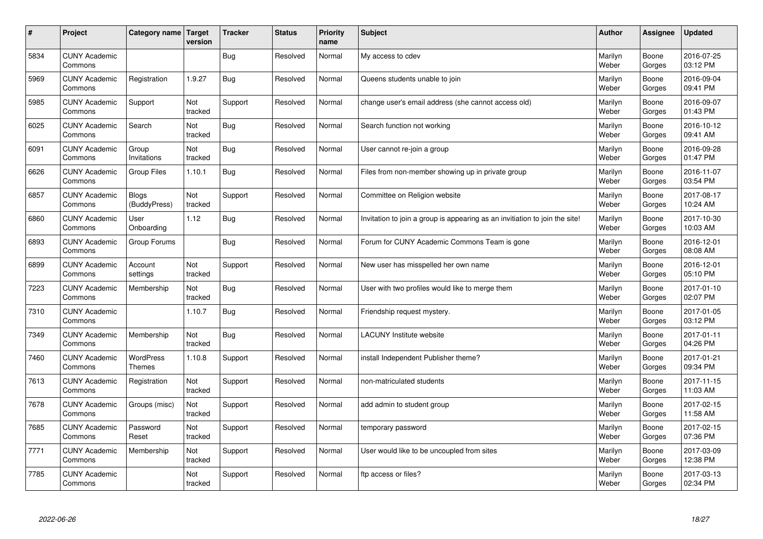| # | Project | Category name | Target version | Tracker | Status | Priority name | Subject | Author | Assignee | Updated |
|---|---|---|---|---|---|---|---|---|---|---|
| 5834 | CUNY Academic Commons | | | Bug | Resolved | Normal | My access to cdev | Marilyn Weber | Boone Gorges | 2016-07-25 03:12 PM |
| 5969 | CUNY Academic Commons | Registration | 1.9.27 | Bug | Resolved | Normal | Queens students unable to join | Marilyn Weber | Boone Gorges | 2016-09-04 09:41 PM |
| 5985 | CUNY Academic Commons | Support | Not tracked | Support | Resolved | Normal | change user's email address (she cannot access old) | Marilyn Weber | Boone Gorges | 2016-09-07 01:43 PM |
| 6025 | CUNY Academic Commons | Search | Not tracked | Bug | Resolved | Normal | Search function not working | Marilyn Weber | Boone Gorges | 2016-10-12 09:41 AM |
| 6091 | CUNY Academic Commons | Group Invitations | Not tracked | Bug | Resolved | Normal | User cannot re-join a group | Marilyn Weber | Boone Gorges | 2016-09-28 01:47 PM |
| 6626 | CUNY Academic Commons | Group Files | 1.10.1 | Bug | Resolved | Normal | Files from non-member showing up in private group | Marilyn Weber | Boone Gorges | 2016-11-07 03:54 PM |
| 6857 | CUNY Academic Commons | Blogs (BuddyPress) | Not tracked | Support | Resolved | Normal | Committee on Religion website | Marilyn Weber | Boone Gorges | 2017-08-17 10:24 AM |
| 6860 | CUNY Academic Commons | User Onboarding | 1.12 | Bug | Resolved | Normal | Invitation to join a group is appearing as an invitiation to join the site! | Marilyn Weber | Boone Gorges | 2017-10-30 10:03 AM |
| 6893 | CUNY Academic Commons | Group Forums | | Bug | Resolved | Normal | Forum for CUNY Academic Commons Team is gone | Marilyn Weber | Boone Gorges | 2016-12-01 08:08 AM |
| 6899 | CUNY Academic Commons | Account settings | Not tracked | Support | Resolved | Normal | New user has misspelled her own name | Marilyn Weber | Boone Gorges | 2016-12-01 05:10 PM |
| 7223 | CUNY Academic Commons | Membership | Not tracked | Bug | Resolved | Normal | User with two profiles would like to merge them | Marilyn Weber | Boone Gorges | 2017-01-10 02:07 PM |
| 7310 | CUNY Academic Commons | | 1.10.7 | Bug | Resolved | Normal | Friendship request mystery. | Marilyn Weber | Boone Gorges | 2017-01-05 03:12 PM |
| 7349 | CUNY Academic Commons | Membership | Not tracked | Bug | Resolved | Normal | LACUNY Institute website | Marilyn Weber | Boone Gorges | 2017-01-11 04:26 PM |
| 7460 | CUNY Academic Commons | WordPress Themes | 1.10.8 | Support | Resolved | Normal | install Independent Publisher theme? | Marilyn Weber | Boone Gorges | 2017-01-21 09:34 PM |
| 7613 | CUNY Academic Commons | Registration | Not tracked | Support | Resolved | Normal | non-matriculated students | Marilyn Weber | Boone Gorges | 2017-11-15 11:03 AM |
| 7678 | CUNY Academic Commons | Groups (misc) | Not tracked | Support | Resolved | Normal | add admin to student group | Marilyn Weber | Boone Gorges | 2017-02-15 11:58 AM |
| 7685 | CUNY Academic Commons | Password Reset | Not tracked | Support | Resolved | Normal | temporary password | Marilyn Weber | Boone Gorges | 2017-02-15 07:36 PM |
| 7771 | CUNY Academic Commons | Membership | Not tracked | Support | Resolved | Normal | User would like to be uncoupled from sites | Marilyn Weber | Boone Gorges | 2017-03-09 12:38 PM |
| 7785 | CUNY Academic Commons | | Not tracked | Support | Resolved | Normal | ftp access or files? | Marilyn Weber | Boone Gorges | 2017-03-13 02:34 PM |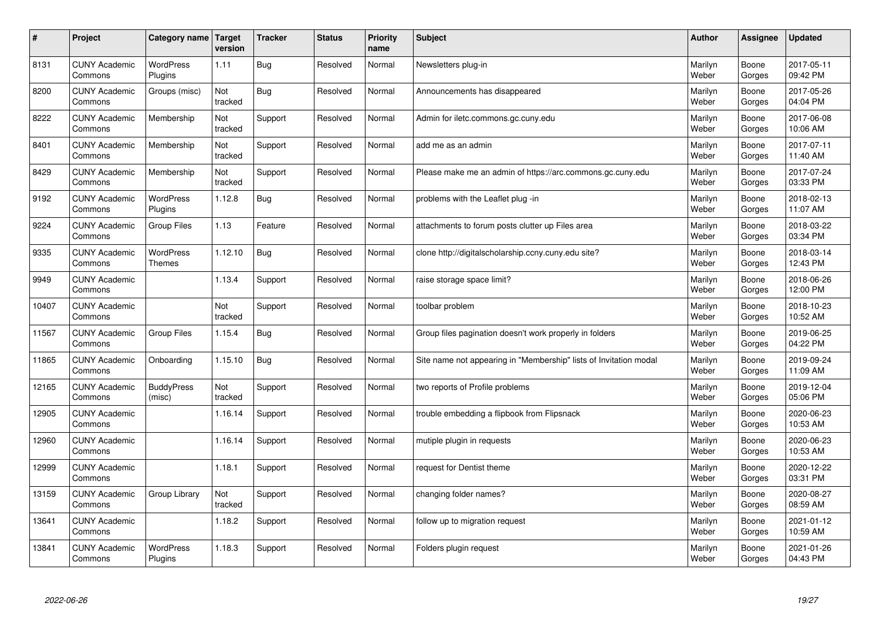| # | Project | Category name | Target version | Tracker | Status | Priority name | Subject | Author | Assignee | Updated |
|---|---|---|---|---|---|---|---|---|---|---|
| 8131 | CUNY Academic Commons | WordPress Plugins | 1.11 | Bug | Resolved | Normal | Newsletters plug-in | Marilyn Weber | Boone Gorges | 2017-05-11 09:42 PM |
| 8200 | CUNY Academic Commons | Groups (misc) | Not tracked | Bug | Resolved | Normal | Announcements has disappeared | Marilyn Weber | Boone Gorges | 2017-05-26 04:04 PM |
| 8222 | CUNY Academic Commons | Membership | Not tracked | Support | Resolved | Normal | Admin for iletc.commons.gc.cuny.edu | Marilyn Weber | Boone Gorges | 2017-06-08 10:06 AM |
| 8401 | CUNY Academic Commons | Membership | Not tracked | Support | Resolved | Normal | add me as an admin | Marilyn Weber | Boone Gorges | 2017-07-11 11:40 AM |
| 8429 | CUNY Academic Commons | Membership | Not tracked | Support | Resolved | Normal | Please make me an admin of https://arc.commons.gc.cuny.edu | Marilyn Weber | Boone Gorges | 2017-07-24 03:33 PM |
| 9192 | CUNY Academic Commons | WordPress Plugins | 1.12.8 | Bug | Resolved | Normal | problems with the Leaflet plug -in | Marilyn Weber | Boone Gorges | 2018-02-13 11:07 AM |
| 9224 | CUNY Academic Commons | Group Files | 1.13 | Feature | Resolved | Normal | attachments to forum posts clutter up Files area | Marilyn Weber | Boone Gorges | 2018-03-22 03:34 PM |
| 9335 | CUNY Academic Commons | WordPress Themes | 1.12.10 | Bug | Resolved | Normal | clone http://digitalscholarship.ccny.cuny.edu site? | Marilyn Weber | Boone Gorges | 2018-03-14 12:43 PM |
| 9949 | CUNY Academic Commons | | 1.13.4 | Support | Resolved | Normal | raise storage space limit? | Marilyn Weber | Boone Gorges | 2018-06-26 12:00 PM |
| 10407 | CUNY Academic Commons | | Not tracked | Support | Resolved | Normal | toolbar problem | Marilyn Weber | Boone Gorges | 2018-10-23 10:52 AM |
| 11567 | CUNY Academic Commons | Group Files | 1.15.4 | Bug | Resolved | Normal | Group files pagination doesn't work properly in folders | Marilyn Weber | Boone Gorges | 2019-06-25 04:22 PM |
| 11865 | CUNY Academic Commons | Onboarding | 1.15.10 | Bug | Resolved | Normal | Site name not appearing in "Membership" lists of Invitation modal | Marilyn Weber | Boone Gorges | 2019-09-24 11:09 AM |
| 12165 | CUNY Academic Commons | BuddyPress (misc) | Not tracked | Support | Resolved | Normal | two reports of Profile problems | Marilyn Weber | Boone Gorges | 2019-12-04 05:06 PM |
| 12905 | CUNY Academic Commons | | 1.16.14 | Support | Resolved | Normal | trouble embedding a flipbook from Flipsnack | Marilyn Weber | Boone Gorges | 2020-06-23 10:53 AM |
| 12960 | CUNY Academic Commons | | 1.16.14 | Support | Resolved | Normal | mutiple plugin in requests | Marilyn Weber | Boone Gorges | 2020-06-23 10:53 AM |
| 12999 | CUNY Academic Commons | | 1.18.1 | Support | Resolved | Normal | request for Dentist theme | Marilyn Weber | Boone Gorges | 2020-12-22 03:31 PM |
| 13159 | CUNY Academic Commons | Group Library | Not tracked | Support | Resolved | Normal | changing folder names? | Marilyn Weber | Boone Gorges | 2020-08-27 08:59 AM |
| 13641 | CUNY Academic Commons | | 1.18.2 | Support | Resolved | Normal | follow up to migration request | Marilyn Weber | Boone Gorges | 2021-01-12 10:59 AM |
| 13841 | CUNY Academic Commons | WordPress Plugins | 1.18.3 | Support | Resolved | Normal | Folders plugin request | Marilyn Weber | Boone Gorges | 2021-01-26 04:43 PM |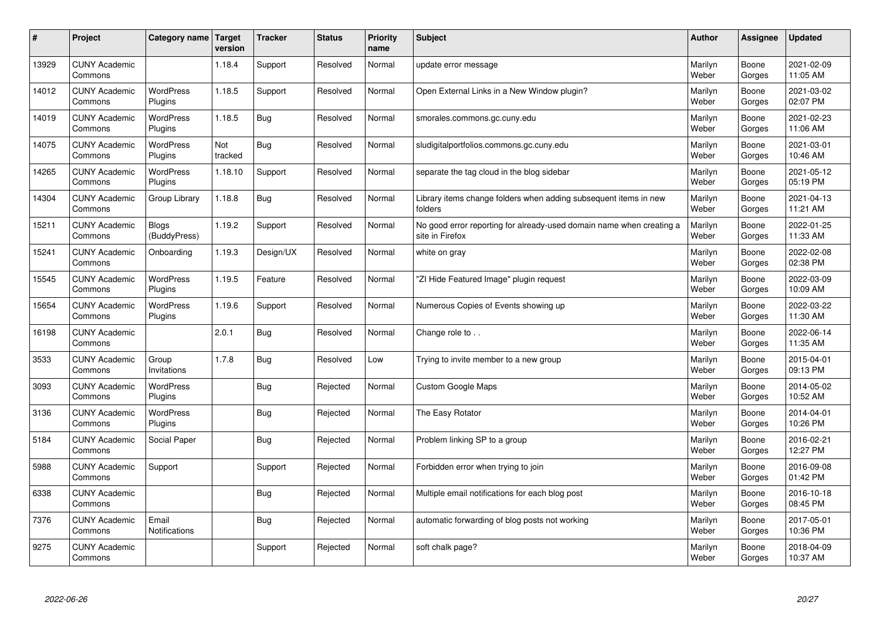| # | Project | Category name | Target version | Tracker | Status | Priority name | Subject | Author | Assignee | Updated |
|---|---|---|---|---|---|---|---|---|---|---|
| 13929 | CUNY Academic Commons | | 1.18.4 | Support | Resolved | Normal | update error message | Marilyn Weber | Boone Gorges | 2021-02-09 11:05 AM |
| 14012 | CUNY Academic Commons | WordPress Plugins | 1.18.5 | Support | Resolved | Normal | Open External Links in a New Window plugin? | Marilyn Weber | Boone Gorges | 2021-03-02 02:07 PM |
| 14019 | CUNY Academic Commons | WordPress Plugins | 1.18.5 | Bug | Resolved | Normal | smorales.commons.gc.cuny.edu | Marilyn Weber | Boone Gorges | 2021-02-23 11:06 AM |
| 14075 | CUNY Academic Commons | WordPress Plugins | Not tracked | Bug | Resolved | Normal | sludigitalportfolios.commons.gc.cuny.edu | Marilyn Weber | Boone Gorges | 2021-03-01 10:46 AM |
| 14265 | CUNY Academic Commons | WordPress Plugins | 1.18.10 | Support | Resolved | Normal | separate the tag cloud in the blog sidebar | Marilyn Weber | Boone Gorges | 2021-05-12 05:19 PM |
| 14304 | CUNY Academic Commons | Group Library | 1.18.8 | Bug | Resolved | Normal | Library items change folders when adding subsequent items in new folders | Marilyn Weber | Boone Gorges | 2021-04-13 11:21 AM |
| 15211 | CUNY Academic Commons | Blogs (BuddyPress) | 1.19.2 | Support | Resolved | Normal | No good error reporting for already-used domain name when creating a site in Firefox | Marilyn Weber | Boone Gorges | 2022-01-25 11:33 AM |
| 15241 | CUNY Academic Commons | Onboarding | 1.19.3 | Design/UX | Resolved | Normal | white on gray | Marilyn Weber | Boone Gorges | 2022-02-08 02:38 PM |
| 15545 | CUNY Academic Commons | WordPress Plugins | 1.19.5 | Feature | Resolved | Normal | "ZI Hide Featured Image" plugin request | Marilyn Weber | Boone Gorges | 2022-03-09 10:09 AM |
| 15654 | CUNY Academic Commons | WordPress Plugins | 1.19.6 | Support | Resolved | Normal | Numerous Copies of Events showing up | Marilyn Weber | Boone Gorges | 2022-03-22 11:30 AM |
| 16198 | CUNY Academic Commons | | 2.0.1 | Bug | Resolved | Normal | Change role to . . | Marilyn Weber | Boone Gorges | 2022-06-14 11:35 AM |
| 3533 | CUNY Academic Commons | Group Invitations | 1.7.8 | Bug | Resolved | Low | Trying to invite member to a new group | Marilyn Weber | Boone Gorges | 2015-04-01 09:13 PM |
| 3093 | CUNY Academic Commons | WordPress Plugins | | Bug | Rejected | Normal | Custom Google Maps | Marilyn Weber | Boone Gorges | 2014-05-02 10:52 AM |
| 3136 | CUNY Academic Commons | WordPress Plugins | | Bug | Rejected | Normal | The Easy Rotator | Marilyn Weber | Boone Gorges | 2014-04-01 10:26 PM |
| 5184 | CUNY Academic Commons | Social Paper | | Bug | Rejected | Normal | Problem linking SP to a group | Marilyn Weber | Boone Gorges | 2016-02-21 12:27 PM |
| 5988 | CUNY Academic Commons | Support | | Support | Rejected | Normal | Forbidden error when trying to join | Marilyn Weber | Boone Gorges | 2016-09-08 01:42 PM |
| 6338 | CUNY Academic Commons | | | Bug | Rejected | Normal | Multiple email notifications for each blog post | Marilyn Weber | Boone Gorges | 2016-10-18 08:45 PM |
| 7376 | CUNY Academic Commons | Email Notifications | | Bug | Rejected | Normal | automatic forwarding of blog posts not working | Marilyn Weber | Boone Gorges | 2017-05-01 10:36 PM |
| 9275 | CUNY Academic Commons | | | Support | Rejected | Normal | soft chalk page? | Marilyn Weber | Boone Gorges | 2018-04-09 10:37 AM |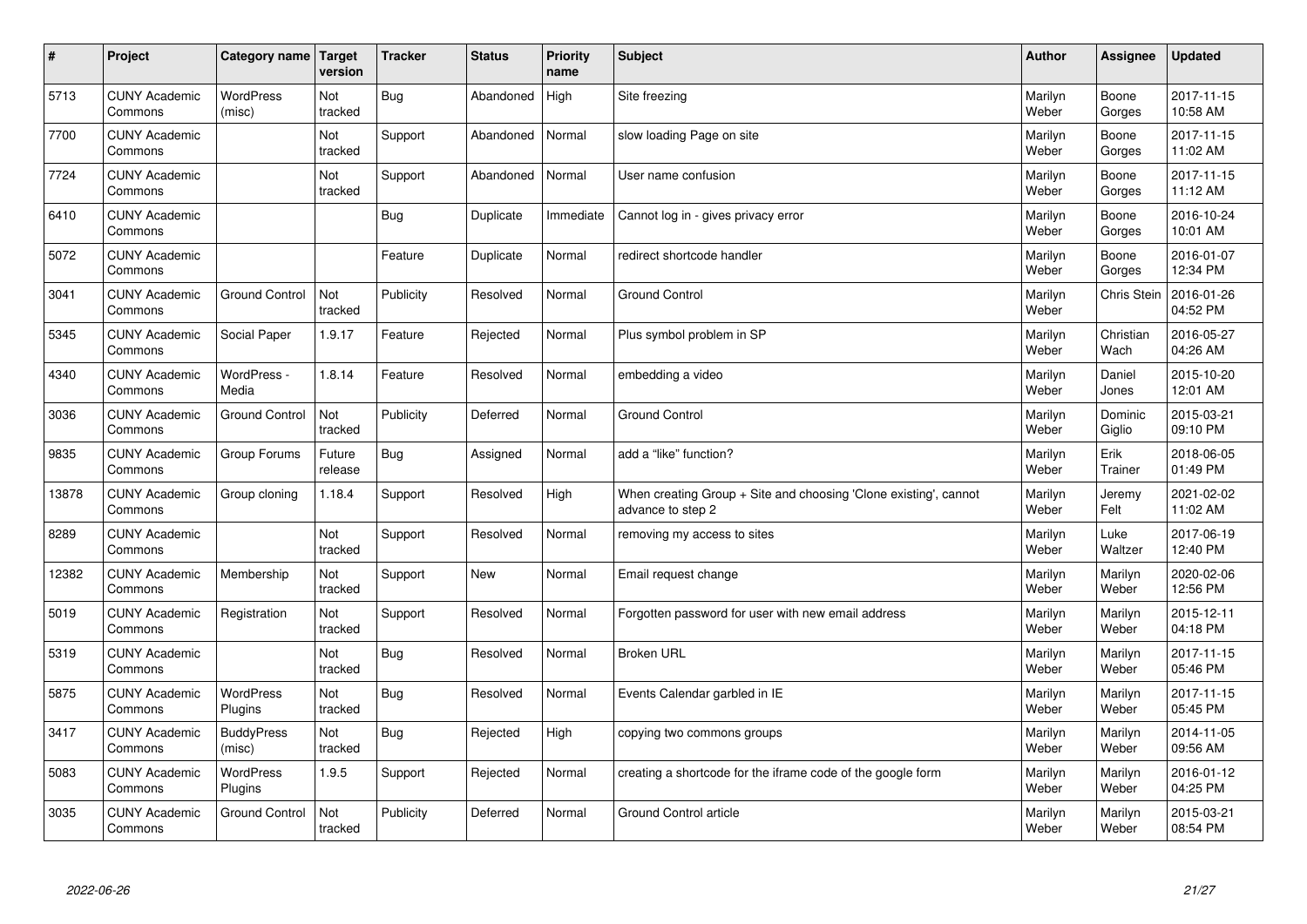| # | Project | Category name | Target version | Tracker | Status | Priority name | Subject | Author | Assignee | Updated |
|---|---|---|---|---|---|---|---|---|---|---|
| 5713 | CUNY Academic Commons | WordPress (misc) | Not tracked | Bug | Abandoned | High | Site freezing | Marilyn Weber | Boone Gorges | 2017-11-15 10:58 AM |
| 7700 | CUNY Academic Commons | | Not tracked | Support | Abandoned | Normal | slow loading Page on site | Marilyn Weber | Boone Gorges | 2017-11-15 11:02 AM |
| 7724 | CUNY Academic Commons | | Not tracked | Support | Abandoned | Normal | User name confusion | Marilyn Weber | Boone Gorges | 2017-11-15 11:12 AM |
| 6410 | CUNY Academic Commons | | | Bug | Duplicate | Immediate | Cannot log in - gives privacy error | Marilyn Weber | Boone Gorges | 2016-10-24 10:01 AM |
| 5072 | CUNY Academic Commons | | | Feature | Duplicate | Normal | redirect shortcode handler | Marilyn Weber | Boone Gorges | 2016-01-07 12:34 PM |
| 3041 | CUNY Academic Commons | Ground Control | Not tracked | Publicity | Resolved | Normal | Ground Control | Marilyn Weber | Chris Stein | 2016-01-26 04:52 PM |
| 5345 | CUNY Academic Commons | Social Paper | 1.9.17 | Feature | Rejected | Normal | Plus symbol problem in SP | Marilyn Weber | Christian Wach | 2016-05-27 04:26 AM |
| 4340 | CUNY Academic Commons | WordPress - Media | 1.8.14 | Feature | Resolved | Normal | embedding a video | Marilyn Weber | Daniel Jones | 2015-10-20 12:01 AM |
| 3036 | CUNY Academic Commons | Ground Control | Not tracked | Publicity | Deferred | Normal | Ground Control | Marilyn Weber | Dominic Giglio | 2015-03-21 09:10 PM |
| 9835 | CUNY Academic Commons | Group Forums | Future release | Bug | Assigned | Normal | add a "like" function? | Marilyn Weber | Erik Trainer | 2018-06-05 01:49 PM |
| 13878 | CUNY Academic Commons | Group cloning | 1.18.4 | Support | Resolved | High | When creating Group + Site and choosing 'Clone existing', cannot advance to step 2 | Marilyn Weber | Jeremy Felt | 2021-02-02 11:02 AM |
| 8289 | CUNY Academic Commons | | Not tracked | Support | Resolved | Normal | removing my access to sites | Marilyn Weber | Luke Waltzer | 2017-06-19 12:40 PM |
| 12382 | CUNY Academic Commons | Membership | Not tracked | Support | New | Normal | Email request change | Marilyn Weber | Marilyn Weber | 2020-02-06 12:56 PM |
| 5019 | CUNY Academic Commons | Registration | Not tracked | Support | Resolved | Normal | Forgotten password for user with new email address | Marilyn Weber | Marilyn Weber | 2015-12-11 04:18 PM |
| 5319 | CUNY Academic Commons | | Not tracked | Bug | Resolved | Normal | Broken URL | Marilyn Weber | Marilyn Weber | 2017-11-15 05:46 PM |
| 5875 | CUNY Academic Commons | WordPress Plugins | Not tracked | Bug | Resolved | Normal | Events Calendar garbled in IE | Marilyn Weber | Marilyn Weber | 2017-11-15 05:45 PM |
| 3417 | CUNY Academic Commons | BuddyPress (misc) | Not tracked | Bug | Rejected | High | copying two commons groups | Marilyn Weber | Marilyn Weber | 2014-11-05 09:56 AM |
| 5083 | CUNY Academic Commons | WordPress Plugins | 1.9.5 | Support | Rejected | Normal | creating a shortcode for the iframe code of the google form | Marilyn Weber | Marilyn Weber | 2016-01-12 04:25 PM |
| 3035 | CUNY Academic Commons | Ground Control | Not tracked | Publicity | Deferred | Normal | Ground Control article | Marilyn Weber | Marilyn Weber | 2015-03-21 08:54 PM |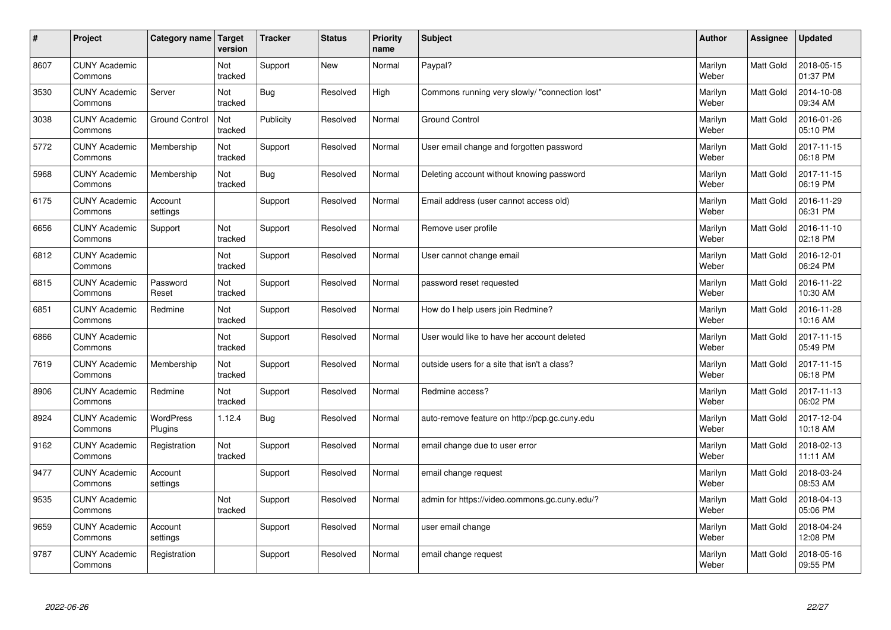| # | Project | Category name | Target version | Tracker | Status | Priority name | Subject | Author | Assignee | Updated |
|---|---|---|---|---|---|---|---|---|---|---|
| 8607 | CUNY Academic Commons | | Not tracked | Support | New | Normal | Paypal? | Marilyn Weber | Matt Gold | 2018-05-15 01:37 PM |
| 3530 | CUNY Academic Commons | Server | Not tracked | Bug | Resolved | High | Commons running very slowly/ "connection lost" | Marilyn Weber | Matt Gold | 2014-10-08 09:34 AM |
| 3038 | CUNY Academic Commons | Ground Control | Not tracked | Publicity | Resolved | Normal | Ground Control | Marilyn Weber | Matt Gold | 2016-01-26 05:10 PM |
| 5772 | CUNY Academic Commons | Membership | Not tracked | Support | Resolved | Normal | User email change and forgotten password | Marilyn Weber | Matt Gold | 2017-11-15 06:18 PM |
| 5968 | CUNY Academic Commons | Membership | Not tracked | Bug | Resolved | Normal | Deleting account without knowing password | Marilyn Weber | Matt Gold | 2017-11-15 06:19 PM |
| 6175 | CUNY Academic Commons | Account settings | | Support | Resolved | Normal | Email address (user cannot access old) | Marilyn Weber | Matt Gold | 2016-11-29 06:31 PM |
| 6656 | CUNY Academic Commons | Support | Not tracked | Support | Resolved | Normal | Remove user profile | Marilyn Weber | Matt Gold | 2016-11-10 02:18 PM |
| 6812 | CUNY Academic Commons | | Not tracked | Support | Resolved | Normal | User cannot change email | Marilyn Weber | Matt Gold | 2016-12-01 06:24 PM |
| 6815 | CUNY Academic Commons | Password Reset | Not tracked | Support | Resolved | Normal | password reset requested | Marilyn Weber | Matt Gold | 2016-11-22 10:30 AM |
| 6851 | CUNY Academic Commons | Redmine | Not tracked | Support | Resolved | Normal | How do I help users join Redmine? | Marilyn Weber | Matt Gold | 2016-11-28 10:16 AM |
| 6866 | CUNY Academic Commons | | Not tracked | Support | Resolved | Normal | User would like to have her account deleted | Marilyn Weber | Matt Gold | 2017-11-15 05:49 PM |
| 7619 | CUNY Academic Commons | Membership | Not tracked | Support | Resolved | Normal | outside users for a site that isn't a class? | Marilyn Weber | Matt Gold | 2017-11-15 06:18 PM |
| 8906 | CUNY Academic Commons | Redmine | Not tracked | Support | Resolved | Normal | Redmine access? | Marilyn Weber | Matt Gold | 2017-11-13 06:02 PM |
| 8924 | CUNY Academic Commons | WordPress Plugins | 1.12.4 | Bug | Resolved | Normal | auto-remove feature on http://pcp.gc.cuny.edu | Marilyn Weber | Matt Gold | 2017-12-04 10:18 AM |
| 9162 | CUNY Academic Commons | Registration | Not tracked | Support | Resolved | Normal | email change due to user error | Marilyn Weber | Matt Gold | 2018-02-13 11:11 AM |
| 9477 | CUNY Academic Commons | Account settings | | Support | Resolved | Normal | email change request | Marilyn Weber | Matt Gold | 2018-03-24 08:53 AM |
| 9535 | CUNY Academic Commons | | Not tracked | Support | Resolved | Normal | admin for https://video.commons.gc.cuny.edu/? | Marilyn Weber | Matt Gold | 2018-04-13 05:06 PM |
| 9659 | CUNY Academic Commons | Account settings | | Support | Resolved | Normal | user email change | Marilyn Weber | Matt Gold | 2018-04-24 12:08 PM |
| 9787 | CUNY Academic Commons | Registration | | Support | Resolved | Normal | email change request | Marilyn Weber | Matt Gold | 2018-05-16 09:55 PM |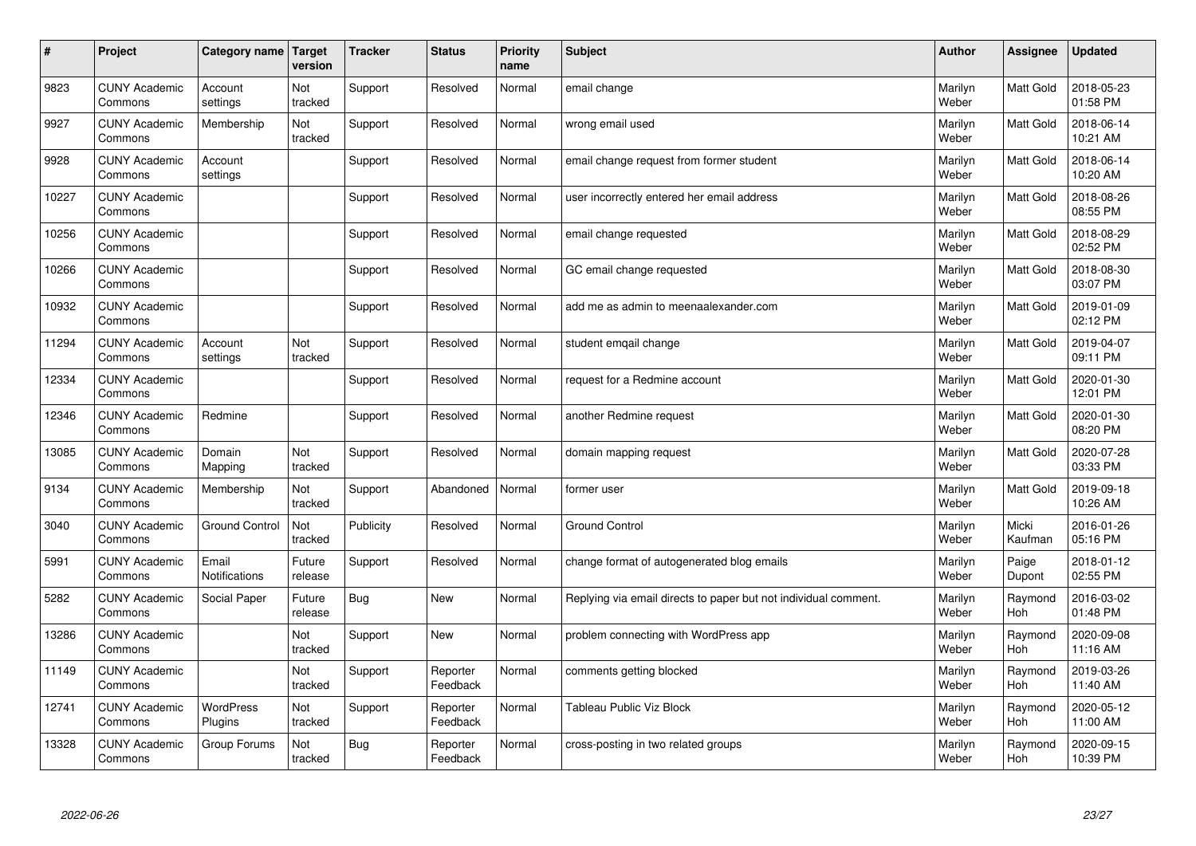| # | Project | Category name | Target version | Tracker | Status | Priority name | Subject | Author | Assignee | Updated |
|---|---|---|---|---|---|---|---|---|---|---|
| 9823 | CUNY Academic Commons | Account settings | Not tracked | Support | Resolved | Normal | email change | Marilyn Weber | Matt Gold | 2018-05-23 01:58 PM |
| 9927 | CUNY Academic Commons | Membership | Not tracked | Support | Resolved | Normal | wrong email used | Marilyn Weber | Matt Gold | 2018-06-14 10:21 AM |
| 9928 | CUNY Academic Commons | Account settings | | Support | Resolved | Normal | email change request from former student | Marilyn Weber | Matt Gold | 2018-06-14 10:20 AM |
| 10227 | CUNY Academic Commons | | | Support | Resolved | Normal | user incorrectly entered her email address | Marilyn Weber | Matt Gold | 2018-08-26 08:55 PM |
| 10256 | CUNY Academic Commons | | | Support | Resolved | Normal | email change requested | Marilyn Weber | Matt Gold | 2018-08-29 02:52 PM |
| 10266 | CUNY Academic Commons | | | Support | Resolved | Normal | GC email change requested | Marilyn Weber | Matt Gold | 2018-08-30 03:07 PM |
| 10932 | CUNY Academic Commons | | | Support | Resolved | Normal | add me as admin to meenaalexander.com | Marilyn Weber | Matt Gold | 2019-01-09 02:12 PM |
| 11294 | CUNY Academic Commons | Account settings | Not tracked | Support | Resolved | Normal | student emqail change | Marilyn Weber | Matt Gold | 2019-04-07 09:11 PM |
| 12334 | CUNY Academic Commons | | | Support | Resolved | Normal | request for a Redmine account | Marilyn Weber | Matt Gold | 2020-01-30 12:01 PM |
| 12346 | CUNY Academic Commons | Redmine | | Support | Resolved | Normal | another Redmine request | Marilyn Weber | Matt Gold | 2020-01-30 08:20 PM |
| 13085 | CUNY Academic Commons | Domain Mapping | Not tracked | Support | Resolved | Normal | domain mapping request | Marilyn Weber | Matt Gold | 2020-07-28 03:33 PM |
| 9134 | CUNY Academic Commons | Membership | Not tracked | Support | Abandoned | Normal | former user | Marilyn Weber | Matt Gold | 2019-09-18 10:26 AM |
| 3040 | CUNY Academic Commons | Ground Control | Not tracked | Publicity | Resolved | Normal | Ground Control | Marilyn Weber | Micki Kaufman | 2016-01-26 05:16 PM |
| 5991 | CUNY Academic Commons | Email Notifications | Future release | Support | Resolved | Normal | change format of autogenerated blog emails | Marilyn Weber | Paige Dupont | 2018-01-12 02:55 PM |
| 5282 | CUNY Academic Commons | Social Paper | Future release | Bug | New | Normal | Replying via email directs to paper but not individual comment. | Marilyn Weber | Raymond Hoh | 2016-03-02 01:48 PM |
| 13286 | CUNY Academic Commons | | Not tracked | Support | New | Normal | problem connecting with WordPress app | Marilyn Weber | Raymond Hoh | 2020-09-08 11:16 AM |
| 11149 | CUNY Academic Commons | | Not tracked | Support | Reporter Feedback | Normal | comments getting blocked | Marilyn Weber | Raymond Hoh | 2019-03-26 11:40 AM |
| 12741 | CUNY Academic Commons | WordPress Plugins | Not tracked | Support | Reporter Feedback | Normal | Tableau Public Viz Block | Marilyn Weber | Raymond Hoh | 2020-05-12 11:00 AM |
| 13328 | CUNY Academic Commons | Group Forums | Not tracked | Bug | Reporter Feedback | Normal | cross-posting in two related groups | Marilyn Weber | Raymond Hoh | 2020-09-15 10:39 PM |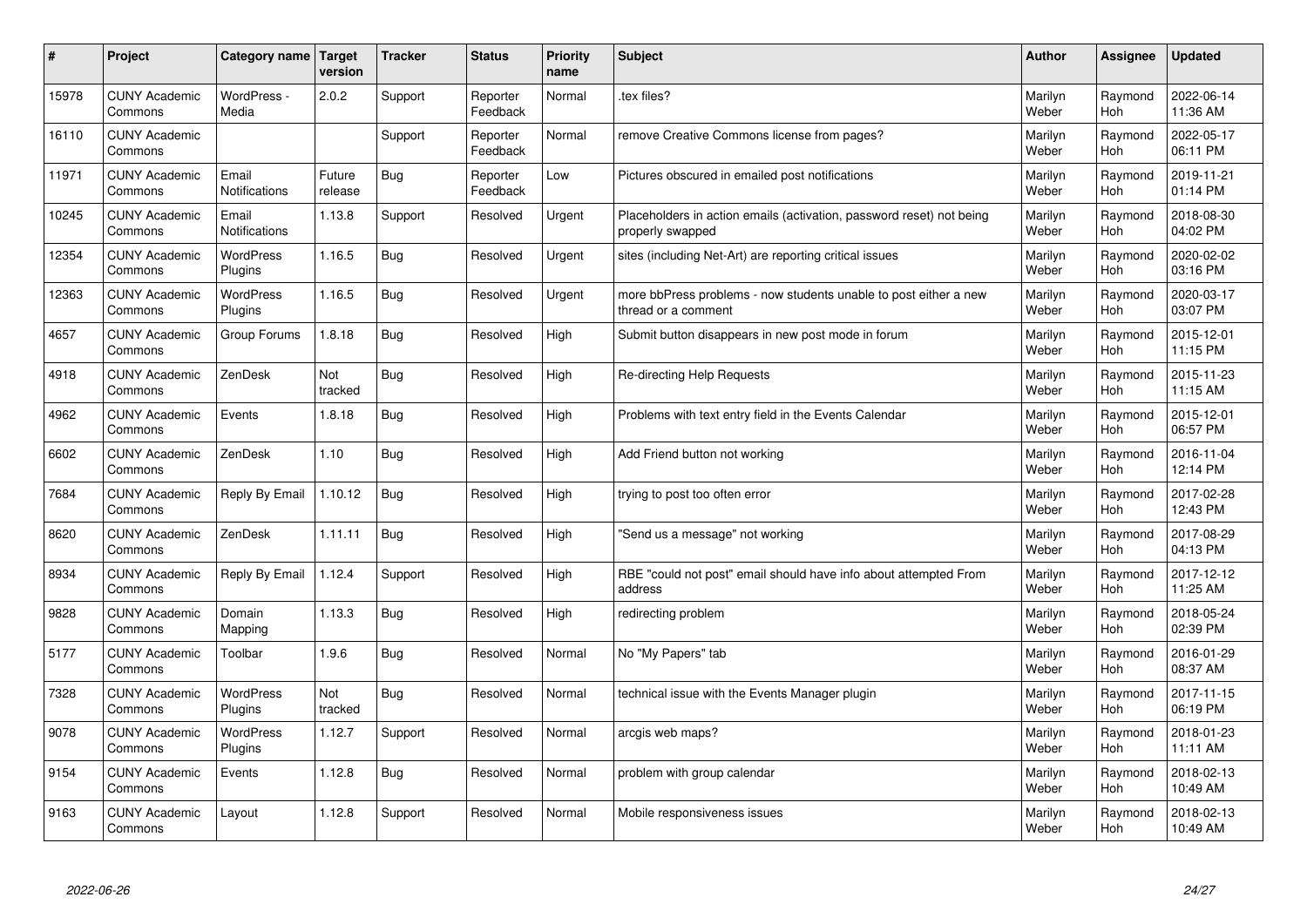| # | Project | Category name | Target version | Tracker | Status | Priority name | Subject | Author | Assignee | Updated |
|---|---|---|---|---|---|---|---|---|---|---|
| 15978 | CUNY Academic Commons | WordPress - Media | 2.0.2 | Support | Reporter Feedback | Normal | .tex files? | Marilyn Weber | Raymond Hoh | 2022-06-14 11:36 AM |
| 16110 | CUNY Academic Commons | | | Support | Reporter Feedback | Normal | remove Creative Commons license from pages? | Marilyn Weber | Raymond Hoh | 2022-05-17 06:11 PM |
| 11971 | CUNY Academic Commons | Email Notifications | Future release | Bug | Reporter Feedback | Low | Pictures obscured in emailed post notifications | Marilyn Weber | Raymond Hoh | 2019-11-21 01:14 PM |
| 10245 | CUNY Academic Commons | Email Notifications | 1.13.8 | Support | Resolved | Urgent | Placeholders in action emails (activation, password reset) not being properly swapped | Marilyn Weber | Raymond Hoh | 2018-08-30 04:02 PM |
| 12354 | CUNY Academic Commons | WordPress Plugins | 1.16.5 | Bug | Resolved | Urgent | sites (including Net-Art) are reporting critical issues | Marilyn Weber | Raymond Hoh | 2020-02-02 03:16 PM |
| 12363 | CUNY Academic Commons | WordPress Plugins | 1.16.5 | Bug | Resolved | Urgent | more bbPress problems - now students unable to post either a new thread or a comment | Marilyn Weber | Raymond Hoh | 2020-03-17 03:07 PM |
| 4657 | CUNY Academic Commons | Group Forums | 1.8.18 | Bug | Resolved | High | Submit button disappears in new post mode in forum | Marilyn Weber | Raymond Hoh | 2015-12-01 11:15 PM |
| 4918 | CUNY Academic Commons | ZenDesk | Not tracked | Bug | Resolved | High | Re-directing Help Requests | Marilyn Weber | Raymond Hoh | 2015-11-23 11:15 AM |
| 4962 | CUNY Academic Commons | Events | 1.8.18 | Bug | Resolved | High | Problems with text entry field in the Events Calendar | Marilyn Weber | Raymond Hoh | 2015-12-01 06:57 PM |
| 6602 | CUNY Academic Commons | ZenDesk | 1.10 | Bug | Resolved | High | Add Friend button not working | Marilyn Weber | Raymond Hoh | 2016-11-04 12:14 PM |
| 7684 | CUNY Academic Commons | Reply By Email | 1.10.12 | Bug | Resolved | High | trying to post too often error | Marilyn Weber | Raymond Hoh | 2017-02-28 12:43 PM |
| 8620 | CUNY Academic Commons | ZenDesk | 1.11.11 | Bug | Resolved | High | "Send us a message" not working | Marilyn Weber | Raymond Hoh | 2017-08-29 04:13 PM |
| 8934 | CUNY Academic Commons | Reply By Email | 1.12.4 | Support | Resolved | High | RBE "could not post" email should have info about attempted From address | Marilyn Weber | Raymond Hoh | 2017-12-12 11:25 AM |
| 9828 | CUNY Academic Commons | Domain Mapping | 1.13.3 | Bug | Resolved | High | redirecting problem | Marilyn Weber | Raymond Hoh | 2018-05-24 02:39 PM |
| 5177 | CUNY Academic Commons | Toolbar | 1.9.6 | Bug | Resolved | Normal | No "My Papers" tab | Marilyn Weber | Raymond Hoh | 2016-01-29 08:37 AM |
| 7328 | CUNY Academic Commons | WordPress Plugins | Not tracked | Bug | Resolved | Normal | technical issue with the Events Manager plugin | Marilyn Weber | Raymond Hoh | 2017-11-15 06:19 PM |
| 9078 | CUNY Academic Commons | WordPress Plugins | 1.12.7 | Support | Resolved | Normal | arcgis web maps? | Marilyn Weber | Raymond Hoh | 2018-01-23 11:11 AM |
| 9154 | CUNY Academic Commons | Events | 1.12.8 | Bug | Resolved | Normal | problem with group calendar | Marilyn Weber | Raymond Hoh | 2018-02-13 10:49 AM |
| 9163 | CUNY Academic Commons | Layout | 1.12.8 | Support | Resolved | Normal | Mobile responsiveness issues | Marilyn Weber | Raymond Hoh | 2018-02-13 10:49 AM |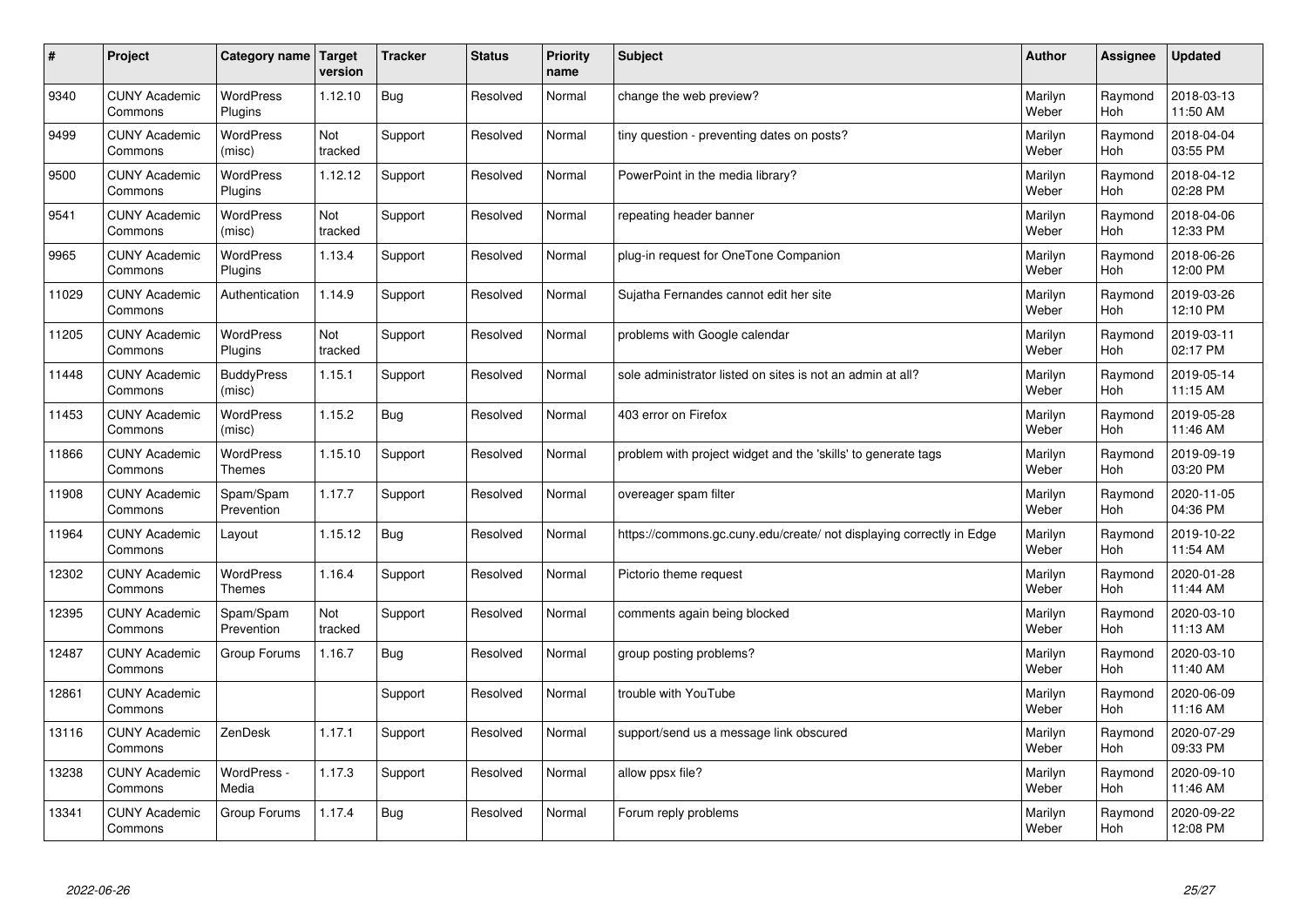| # | Project | Category name | Target version | Tracker | Status | Priority name | Subject | Author | Assignee | Updated |
|---|---|---|---|---|---|---|---|---|---|---|
| 9340 | CUNY Academic Commons | WordPress Plugins | 1.12.10 | Bug | Resolved | Normal | change the web preview? | Marilyn Weber | Raymond Hoh | 2018-03-13 11:50 AM |
| 9499 | CUNY Academic Commons | WordPress (misc) | Not tracked | Support | Resolved | Normal | tiny question - preventing dates on posts? | Marilyn Weber | Raymond Hoh | 2018-04-04 03:55 PM |
| 9500 | CUNY Academic Commons | WordPress Plugins | 1.12.12 | Support | Resolved | Normal | PowerPoint in the media library? | Marilyn Weber | Raymond Hoh | 2018-04-12 02:28 PM |
| 9541 | CUNY Academic Commons | WordPress (misc) | Not tracked | Support | Resolved | Normal | repeating header banner | Marilyn Weber | Raymond Hoh | 2018-04-06 12:33 PM |
| 9965 | CUNY Academic Commons | WordPress Plugins | 1.13.4 | Support | Resolved | Normal | plug-in request for OneTone Companion | Marilyn Weber | Raymond Hoh | 2018-06-26 12:00 PM |
| 11029 | CUNY Academic Commons | Authentication | 1.14.9 | Support | Resolved | Normal | Sujatha Fernandes cannot edit her site | Marilyn Weber | Raymond Hoh | 2019-03-26 12:10 PM |
| 11205 | CUNY Academic Commons | WordPress Plugins | Not tracked | Support | Resolved | Normal | problems with Google calendar | Marilyn Weber | Raymond Hoh | 2019-03-11 02:17 PM |
| 11448 | CUNY Academic Commons | BuddyPress (misc) | 1.15.1 | Support | Resolved | Normal | sole administrator listed on sites is not an admin at all? | Marilyn Weber | Raymond Hoh | 2019-05-14 11:15 AM |
| 11453 | CUNY Academic Commons | WordPress (misc) | 1.15.2 | Bug | Resolved | Normal | 403 error on Firefox | Marilyn Weber | Raymond Hoh | 2019-05-28 11:46 AM |
| 11866 | CUNY Academic Commons | WordPress Themes | 1.15.10 | Support | Resolved | Normal | problem with project widget and the 'skills' to generate tags | Marilyn Weber | Raymond Hoh | 2019-09-19 03:20 PM |
| 11908 | CUNY Academic Commons | Spam/Spam Prevention | 1.17.7 | Support | Resolved | Normal | overeager spam filter | Marilyn Weber | Raymond Hoh | 2020-11-05 04:36 PM |
| 11964 | CUNY Academic Commons | Layout | 1.15.12 | Bug | Resolved | Normal | https://commons.gc.cuny.edu/create/ not displaying correctly in Edge | Marilyn Weber | Raymond Hoh | 2019-10-22 11:54 AM |
| 12302 | CUNY Academic Commons | WordPress Themes | 1.16.4 | Support | Resolved | Normal | Pictorio theme request | Marilyn Weber | Raymond Hoh | 2020-01-28 11:44 AM |
| 12395 | CUNY Academic Commons | Spam/Spam Prevention | Not tracked | Support | Resolved | Normal | comments again being blocked | Marilyn Weber | Raymond Hoh | 2020-03-10 11:13 AM |
| 12487 | CUNY Academic Commons | Group Forums | 1.16.7 | Bug | Resolved | Normal | group posting problems? | Marilyn Weber | Raymond Hoh | 2020-03-10 11:40 AM |
| 12861 | CUNY Academic Commons | | | Support | Resolved | Normal | trouble with YouTube | Marilyn Weber | Raymond Hoh | 2020-06-09 11:16 AM |
| 13116 | CUNY Academic Commons | ZenDesk | 1.17.1 | Support | Resolved | Normal | support/send us a message link obscured | Marilyn Weber | Raymond Hoh | 2020-07-29 09:33 PM |
| 13238 | CUNY Academic Commons | WordPress - Media | 1.17.3 | Support | Resolved | Normal | allow ppsx file? | Marilyn Weber | Raymond Hoh | 2020-09-10 11:46 AM |
| 13341 | CUNY Academic Commons | Group Forums | 1.17.4 | Bug | Resolved | Normal | Forum reply problems | Marilyn Weber | Raymond Hoh | 2020-09-22 12:08 PM |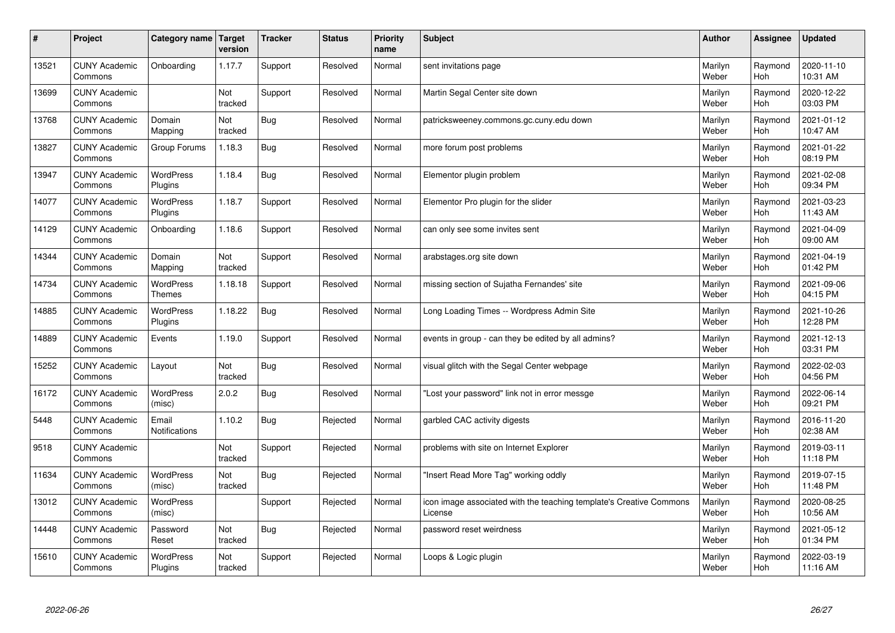| # | Project | Category name | Target version | Tracker | Status | Priority name | Subject | Author | Assignee | Updated |
|---|---|---|---|---|---|---|---|---|---|---|
| 13521 | CUNY Academic Commons | Onboarding | 1.17.7 | Support | Resolved | Normal | sent invitations page | Marilyn Weber | Raymond Hoh | 2020-11-10 10:31 AM |
| 13699 | CUNY Academic Commons | | Not tracked | Support | Resolved | Normal | Martin Segal Center site down | Marilyn Weber | Raymond Hoh | 2020-12-22 03:03 PM |
| 13768 | CUNY Academic Commons | Domain Mapping | Not tracked | Bug | Resolved | Normal | patricksweeney.commons.gc.cuny.edu down | Marilyn Weber | Raymond Hoh | 2021-01-12 10:47 AM |
| 13827 | CUNY Academic Commons | Group Forums | 1.18.3 | Bug | Resolved | Normal | more forum post problems | Marilyn Weber | Raymond Hoh | 2021-01-22 08:19 PM |
| 13947 | CUNY Academic Commons | WordPress Plugins | 1.18.4 | Bug | Resolved | Normal | Elementor plugin problem | Marilyn Weber | Raymond Hoh | 2021-02-08 09:34 PM |
| 14077 | CUNY Academic Commons | WordPress Plugins | 1.18.7 | Support | Resolved | Normal | Elementor Pro plugin for the slider | Marilyn Weber | Raymond Hoh | 2021-03-23 11:43 AM |
| 14129 | CUNY Academic Commons | Onboarding | 1.18.6 | Support | Resolved | Normal | can only see some invites sent | Marilyn Weber | Raymond Hoh | 2021-04-09 09:00 AM |
| 14344 | CUNY Academic Commons | Domain Mapping | Not tracked | Support | Resolved | Normal | arabstages.org site down | Marilyn Weber | Raymond Hoh | 2021-04-19 01:42 PM |
| 14734 | CUNY Academic Commons | WordPress Themes | 1.18.18 | Support | Resolved | Normal | missing section of Sujatha Fernandes' site | Marilyn Weber | Raymond Hoh | 2021-09-06 04:15 PM |
| 14885 | CUNY Academic Commons | WordPress Plugins | 1.18.22 | Bug | Resolved | Normal | Long Loading Times -- Wordpress Admin Site | Marilyn Weber | Raymond Hoh | 2021-10-26 12:28 PM |
| 14889 | CUNY Academic Commons | Events | 1.19.0 | Support | Resolved | Normal | events in group - can they be edited by all admins? | Marilyn Weber | Raymond Hoh | 2021-12-13 03:31 PM |
| 15252 | CUNY Academic Commons | Layout | Not tracked | Bug | Resolved | Normal | visual glitch with the Segal Center webpage | Marilyn Weber | Raymond Hoh | 2022-02-03 04:56 PM |
| 16172 | CUNY Academic Commons | WordPress (misc) | 2.0.2 | Bug | Resolved | Normal | "Lost your password" link not in error messge | Marilyn Weber | Raymond Hoh | 2022-06-14 09:21 PM |
| 5448 | CUNY Academic Commons | Email Notifications | 1.10.2 | Bug | Rejected | Normal | garbled CAC activity digests | Marilyn Weber | Raymond Hoh | 2016-11-20 02:38 AM |
| 9518 | CUNY Academic Commons | | Not tracked | Support | Rejected | Normal | problems with site on Internet Explorer | Marilyn Weber | Raymond Hoh | 2019-03-11 11:18 PM |
| 11634 | CUNY Academic Commons | WordPress (misc) | Not tracked | Bug | Rejected | Normal | "Insert Read More Tag" working oddly | Marilyn Weber | Raymond Hoh | 2019-07-15 11:48 PM |
| 13012 | CUNY Academic Commons | WordPress (misc) | | Support | Rejected | Normal | icon image associated with the teaching template's Creative Commons License | Marilyn Weber | Raymond Hoh | 2020-08-25 10:56 AM |
| 14448 | CUNY Academic Commons | Password Reset | Not tracked | Bug | Rejected | Normal | password reset weirdness | Marilyn Weber | Raymond Hoh | 2021-05-12 01:34 PM |
| 15610 | CUNY Academic Commons | WordPress Plugins | Not tracked | Support | Rejected | Normal | Loops & Logic plugin | Marilyn Weber | Raymond Hoh | 2022-03-19 11:16 AM |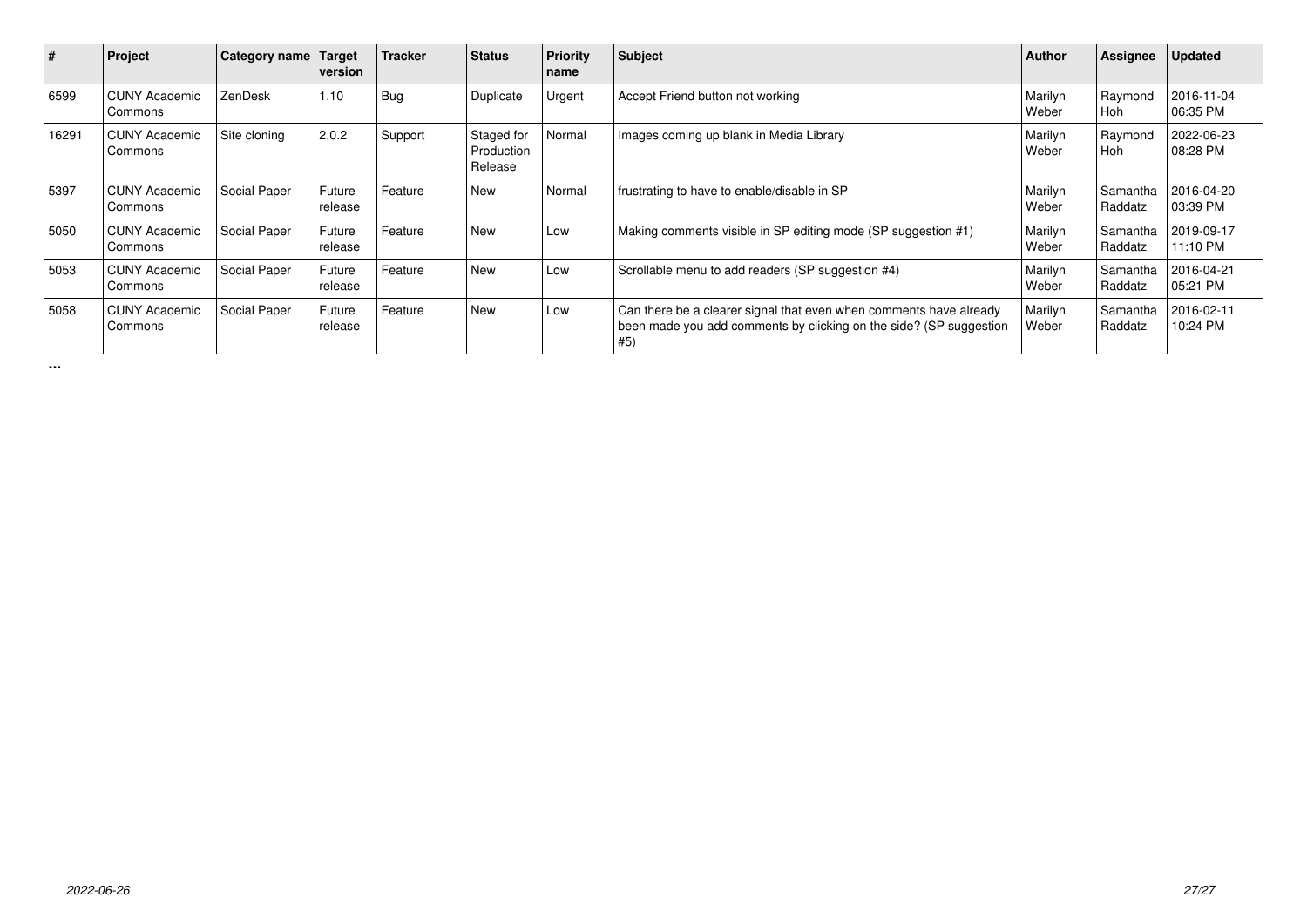| # | Project | Category name | Target version | Tracker | Status | Priority name | Subject | Author | Assignee | Updated |
|---|---|---|---|---|---|---|---|---|---|---|
| 6599 | CUNY Academic Commons | ZenDesk | 1.10 | Bug | Duplicate | Urgent | Accept Friend button not working | Marilyn Weber | Raymond Hoh | 2016-11-04 06:35 PM |
| 16291 | CUNY Academic Commons | Site cloning | 2.0.2 | Support | Staged for Production Release | Normal | Images coming up blank in Media Library | Marilyn Weber | Raymond Hoh | 2022-06-23 08:28 PM |
| 5397 | CUNY Academic Commons | Social Paper | Future release | Feature | New | Normal | frustrating to have to enable/disable in SP | Marilyn Weber | Samantha Raddatz | 2016-04-20 03:39 PM |
| 5050 | CUNY Academic Commons | Social Paper | Future release | Feature | New | Low | Making comments visible in SP editing mode (SP suggestion #1) | Marilyn Weber | Samantha Raddatz | 2019-09-17 11:10 PM |
| 5053 | CUNY Academic Commons | Social Paper | Future release | Feature | New | Low | Scrollable menu to add readers (SP suggestion #4) | Marilyn Weber | Samantha Raddatz | 2016-04-21 05:21 PM |
| 5058 | CUNY Academic Commons | Social Paper | Future release | Feature | New | Low | Can there be a clearer signal that even when comments have already been made you add comments by clicking on the side? (SP suggestion #5) | Marilyn Weber | Samantha Raddatz | 2016-02-11 10:24 PM |

...